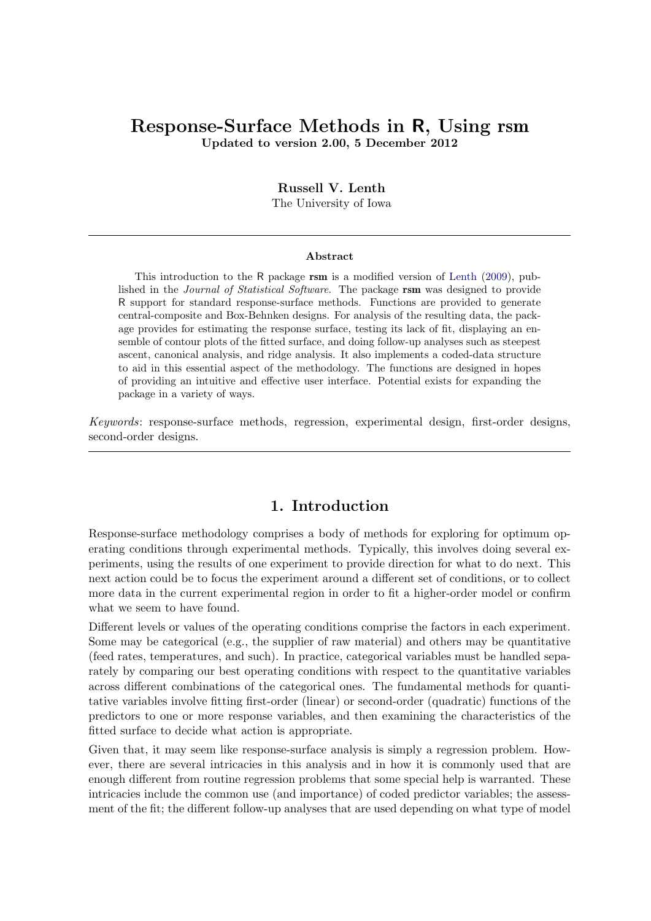# Response-Surface Methods in R, Using rsm

**Updated to version 2.00, 5 December 2012**

**Russell V. Lenth**
The University of Iowa

---

### Abstract

This introduction to the R package **rsm** is a modified version of Lenth (2009), published in the *Journal of Statistical Software*. The package **rsm** was designed to provide R support for standard response-surface methods. Functions are provided to generate central-composite and Box-Behnken designs. For analysis of the resulting data, the package provides for estimating the response surface, testing its lack of fit, displaying an ensemble of contour plots of the fitted surface, and doing follow-up analyses such as steepest ascent, canonical analysis, and ridge analysis. It also implements a coded-data structure to aid in this essential aspect of the methodology. The functions are designed in hopes of providing an intuitive and effective user interface. Potential exists for expanding the package in a variety of ways.

*Keywords*: response-surface methods, regression, experimental design, first-order designs, second-order designs.

---

## 1. Introduction

Response-surface methodology comprises a body of methods for exploring for optimum operating conditions through experimental methods. Typically, this involves doing several experiments, using the results of one experiment to provide direction for what to do next. This next action could be to focus the experiment around a different set of conditions, or to collect more data in the current experimental region in order to fit a higher-order model or confirm what we seem to have found.

Different levels or values of the operating conditions comprise the factors in each experiment. Some may be categorical (e.g., the supplier of raw material) and others may be quantitative (feed rates, temperatures, and such). In practice, categorical variables must be handled separately by comparing our best operating conditions with respect to the quantitative variables across different combinations of the categorical ones. The fundamental methods for quantitative variables involve fitting first-order (linear) or second-order (quadratic) functions of the predictors to one or more response variables, and then examining the characteristics of the fitted surface to decide what action is appropriate.

Given that, it may seem like response-surface analysis is simply a regression problem. However, there are several intricacies in this analysis and in how it is commonly used that are enough different from routine regression problems that some special help is warranted. These intricacies include the common use (and importance) of coded predictor variables; the assessment of the fit; the different follow-up analyses that are used depending on what type of model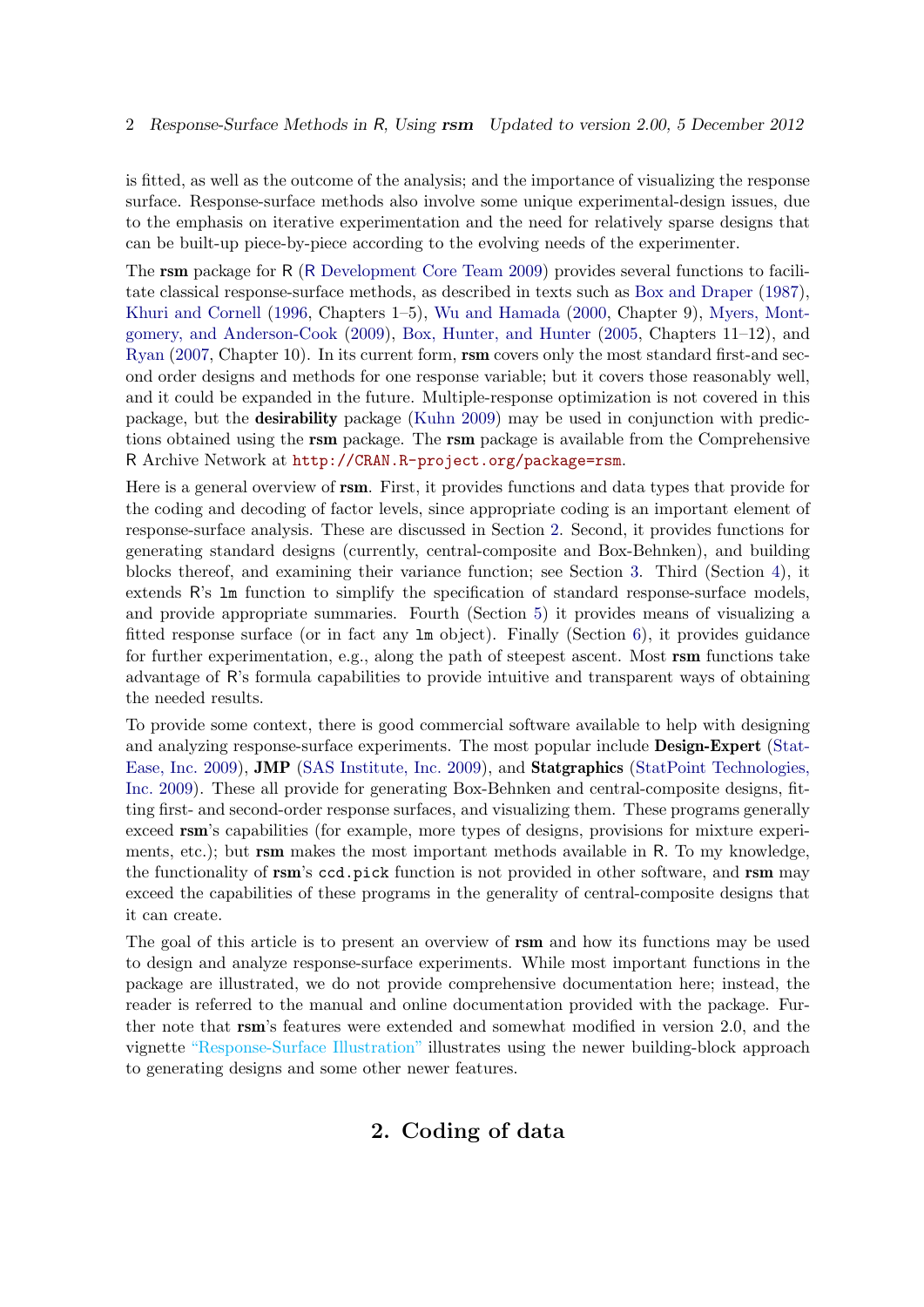is fitted, as well as the outcome of the analysis; and the importance of visualizing the response surface. Response-surface methods also involve some unique experimental-design issues, due to the emphasis on iterative experimentation and the need for relatively sparse designs that can be built-up piece-by-piece according to the evolving needs of the experimenter.

The **rsm** package for R (R Development Core Team 2009) provides several functions to facilitate classical response-surface methods, as described in texts such as Box and Draper (1987), Khuri and Cornell (1996, Chapters 1–5), Wu and Hamada (2000, Chapter 9), Myers, Montgomery, and Anderson-Cook (2009), Box, Hunter, and Hunter (2005, Chapters 11–12), and Ryan (2007, Chapter 10). In its current form, **rsm** covers only the most standard first-and second order designs and methods for one response variable; but it covers those reasonably well, and it could be expanded in the future. Multiple-response optimization is not covered in this package, but the **desirability** package (Kuhn 2009) may be used in conjunction with predictions obtained using the **rsm** package. The **rsm** package is available from the Comprehensive R Archive Network at `http://CRAN.R-project.org/package=rsm`.

Here is a general overview of **rsm**. First, it provides functions and data types that provide for the coding and decoding of factor levels, since appropriate coding is an important element of response-surface analysis. These are discussed in Section 2. Second, it provides functions for generating standard designs (currently, central-composite and Box-Behnken), and building blocks thereof, and examining their variance function; see Section 3. Third (Section 4), it extends R's `lm` function to simplify the specification of standard response-surface models, and provide appropriate summaries. Fourth (Section 5) it provides means of visualizing a fitted response surface (or in fact any `lm` object). Finally (Section 6), it provides guidance for further experimentation, e.g., along the path of steepest ascent. Most **rsm** functions take advantage of R's formula capabilities to provide intuitive and transparent ways of obtaining the needed results.

To provide some context, there is good commercial software available to help with designing and analyzing response-surface experiments. The most popular include **Design-Expert** (Stat-Ease, Inc. 2009), **JMP** (SAS Institute, Inc. 2009), and **Statgraphics** (StatPoint Technologies, Inc. 2009). These all provide for generating Box-Behnken and central-composite designs, fitting first- and second-order response surfaces, and visualizing them. These programs generally exceed **rsm**'s capabilities (for example, more types of designs, provisions for mixture experiments, etc.); but **rsm** makes the most important methods available in R. To my knowledge, the functionality of **rsm**'s `ccd.pick` function is not provided in other software, and **rsm** may exceed the capabilities of these programs in the generality of central-composite designs that it can create.

The goal of this article is to present an overview of **rsm** and how its functions may be used to design and analyze response-surface experiments. While most important functions in the package are illustrated, we do not provide comprehensive documentation here; instead, the reader is referred to the manual and online documentation provided with the package. Further note that **rsm**'s features were extended and somewhat modified in version 2.0, and the vignette "Response-Surface Illustration" illustrates using the newer building-block approach to generating designs and some other newer features.

# 2. Coding of data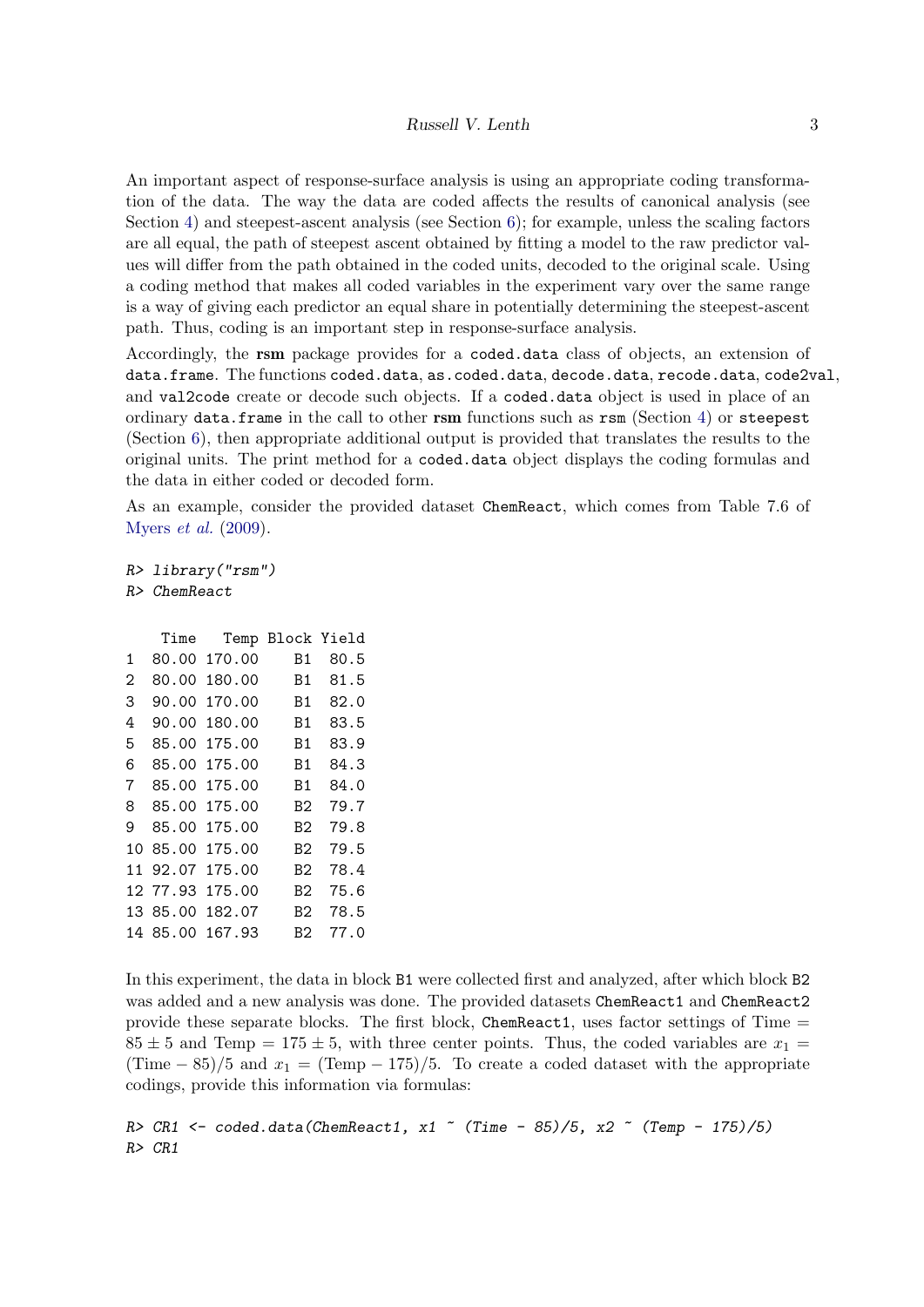An important aspect of response-surface analysis is using an appropriate coding transformation of the data. The way the data are coded affects the results of canonical analysis (see Section 4) and steepest-ascent analysis (see Section 6); for example, unless the scaling factors are all equal, the path of steepest ascent obtained by fitting a model to the raw predictor values will differ from the path obtained in the coded units, decoded to the original scale. Using a coding method that makes all coded variables in the experiment vary over the same range is a way of giving each predictor an equal share in potentially determining the steepest-ascent path. Thus, coding is an important step in response-surface analysis.

Accordingly, the **rsm** package provides for a `coded.data` class of objects, an extension of `data.frame`. The functions `coded.data`, `as.coded.data`, `decode.data`, `recode.data`, `code2val`, and `val2code` create or decode such objects. If a `coded.data` object is used in place of an ordinary `data.frame` in the call to other **rsm** functions such as `rsm` (Section 4) or `steepest` (Section 6), then appropriate additional output is provided that translates the results to the original units. The print method for a `coded.data` object displays the coding formulas and the data in either coded or decoded form.

As an example, consider the provided dataset `ChemReact`, which comes from Table 7.6 of Myers *et al.* (2009).

```
R> library("rsm")
R> ChemReact
```

```
    Time   Temp Block Yield
1  80.00 170.00    B1  80.5
2  80.00 180.00    B1  81.5
3  90.00 170.00    B1  82.0
4  90.00 180.00    B1  83.5
5  85.00 175.00    B1  83.9
6  85.00 175.00    B1  84.3
7  85.00 175.00    B1  84.0
8  85.00 175.00    B2  79.7
9  85.00 175.00    B2  79.8
10 85.00 175.00    B2  79.5
11 92.07 175.00    B2  78.4
12 77.93 175.00    B2  75.6
13 85.00 182.07    B2  78.5
14 85.00 167.93    B2  77.0
```

In this experiment, the data in block `B1` were collected first and analyzed, after which block `B2` was added and a new analysis was done. The provided datasets `ChemReact1` and `ChemReact2` provide these separate blocks. The first block, `ChemReact1`, uses factor settings of Time $= 85 \pm 5$ and Temp $= 175 \pm 5$, with three center points. Thus, the coded variables are $x_1 = (\text{Time} - 85)/5$ and $x_1 = (\text{Temp} - 175)/5$. To create a coded dataset with the appropriate codings, provide this information via formulas:

```
R> CR1 <- coded.data(ChemReact1, x1 ~ (Time - 85)/5, x2 ~ (Temp - 175)/5)
R> CR1
```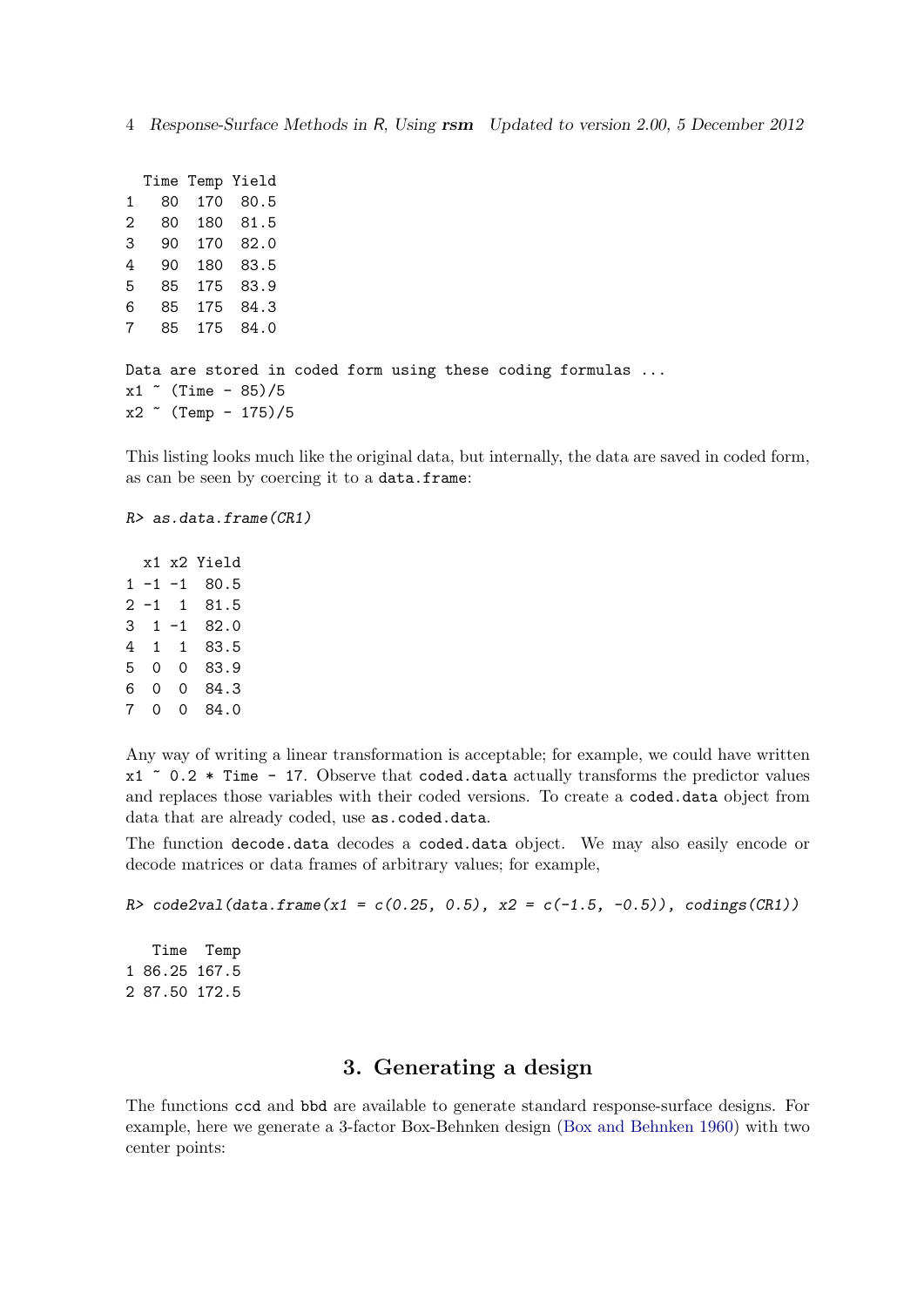```
  Time Temp Yield
1   80  170  80.5
2   80  180  81.5
3   90  170  82.0
4   90  180  83.5
5   85  175  83.9
6   85  175  84.3
7   85  175  84.0

Data are stored in coded form using these coding formulas ...
x1 ~ (Time - 85)/5
x2 ~ (Temp - 175)/5
```

This listing looks much like the original data, but internally, the data are saved in coded form, as can be seen by coercing it to a `data.frame`:

```
R> as.data.frame(CR1)
```

```
  x1 x2 Yield
1 -1 -1  80.5
2 -1  1  81.5
3  1 -1  82.0
4  1  1  83.5
5  0  0  83.9
6  0  0  84.3
7  0  0  84.0
```

Any way of writing a linear transformation is acceptable; for example, we could have written `x1 ~ 0.2 * Time - 17`. Observe that `coded.data` actually transforms the predictor values and replaces those variables with their coded versions. To create a `coded.data` object from data that are already coded, use `as.coded.data`.

The function `decode.data` decodes a `coded.data` object. We may also easily encode or decode matrices or data frames of arbitrary values; for example,

```
R> code2val(data.frame(x1 = c(0.25, 0.5), x2 = c(-1.5, -0.5)), codings(CR1))
```

```
   Time  Temp
1 86.25 167.5
2 87.50 172.5
```

## 3. Generating a design

The functions `ccd` and `bbd` are available to generate standard response-surface designs. For example, here we generate a 3-factor Box-Behnken design (Box and Behnken 1960) with two center points: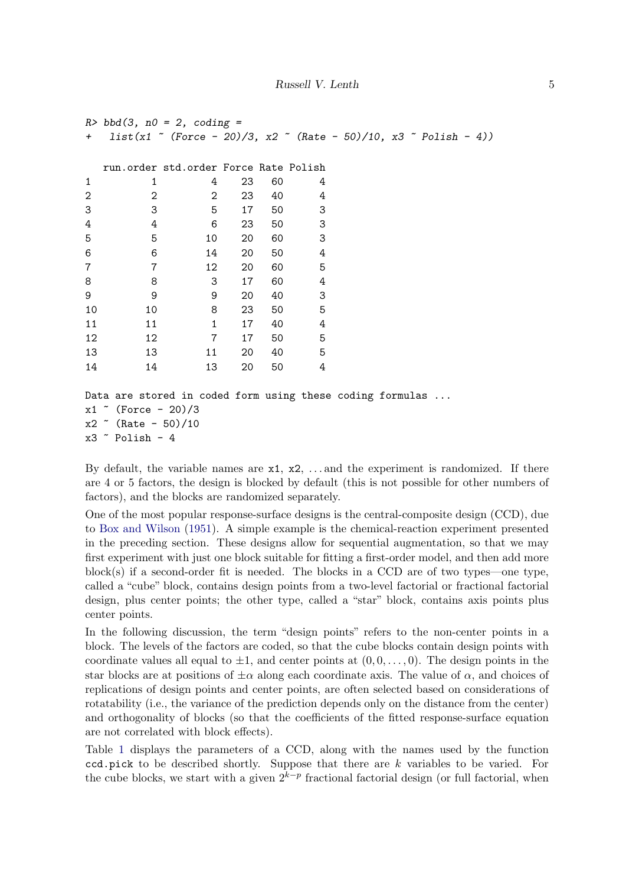```
R> bbd(3, n0 = 2, coding =
+   list(x1 ~ (Force - 20)/3, x2 ~ (Rate - 50)/10, x3 ~ Polish - 4))

   run.order std.order Force Rate Polish
1          1         4    23   60      4
2          2         2    23   40      4
3          3         5    17   50      3
4          4         6    23   50      3
5          5        10    20   60      3
6          6        14    20   50      4
7          7        12    20   60      5
8          8         3    17   60      4
9          9         9    20   40      3
10        10         8    23   50      5
11        11         1    17   40      4
12        12         7    17   50      5
13        13        11    20   40      5
14        14        13    20   50      4

Data are stored in coded form using these coding formulas ...
x1 ~ (Force - 20)/3
x2 ~ (Rate - 50)/10
x3 ~ Polish - 4
```

By default, the variable names are x1, x2, ... and the experiment is randomized. If there are 4 or 5 factors, the design is blocked by default (this is not possible for other numbers of factors), and the blocks are randomized separately.

One of the most popular response-surface designs is the central-composite design (CCD), due to Box and Wilson (1951). A simple example is the chemical-reaction experiment presented in the preceding section. These designs allow for sequential augmentation, so that we may first experiment with just one block suitable for fitting a first-order model, and then add more block(s) if a second-order fit is needed. The blocks in a CCD are of two types—one type, called a "cube" block, contains design points from a two-level factorial or fractional factorial design, plus center points; the other type, called a "star" block, contains axis points plus center points.

In the following discussion, the term "design points" refers to the non-center points in a block. The levels of the factors are coded, so that the cube blocks contain design points with coordinate values all equal to $\pm 1$, and center points at $(0, 0, \ldots, 0)$. The design points in the star blocks are at positions of $\pm\alpha$ along each coordinate axis. The value of $\alpha$, and choices of replications of design points and center points, are often selected based on considerations of rotatability (i.e., the variance of the prediction depends only on the distance from the center) and orthogonality of blocks (so that the coefficients of the fitted response-surface equation are not correlated with block effects).

Table 1 displays the parameters of a CCD, along with the names used by the function ccd.pick to be described shortly. Suppose that there are $k$ variables to be varied. For the cube blocks, we start with a given $2^{k-p}$ fractional factorial design (or full factorial, when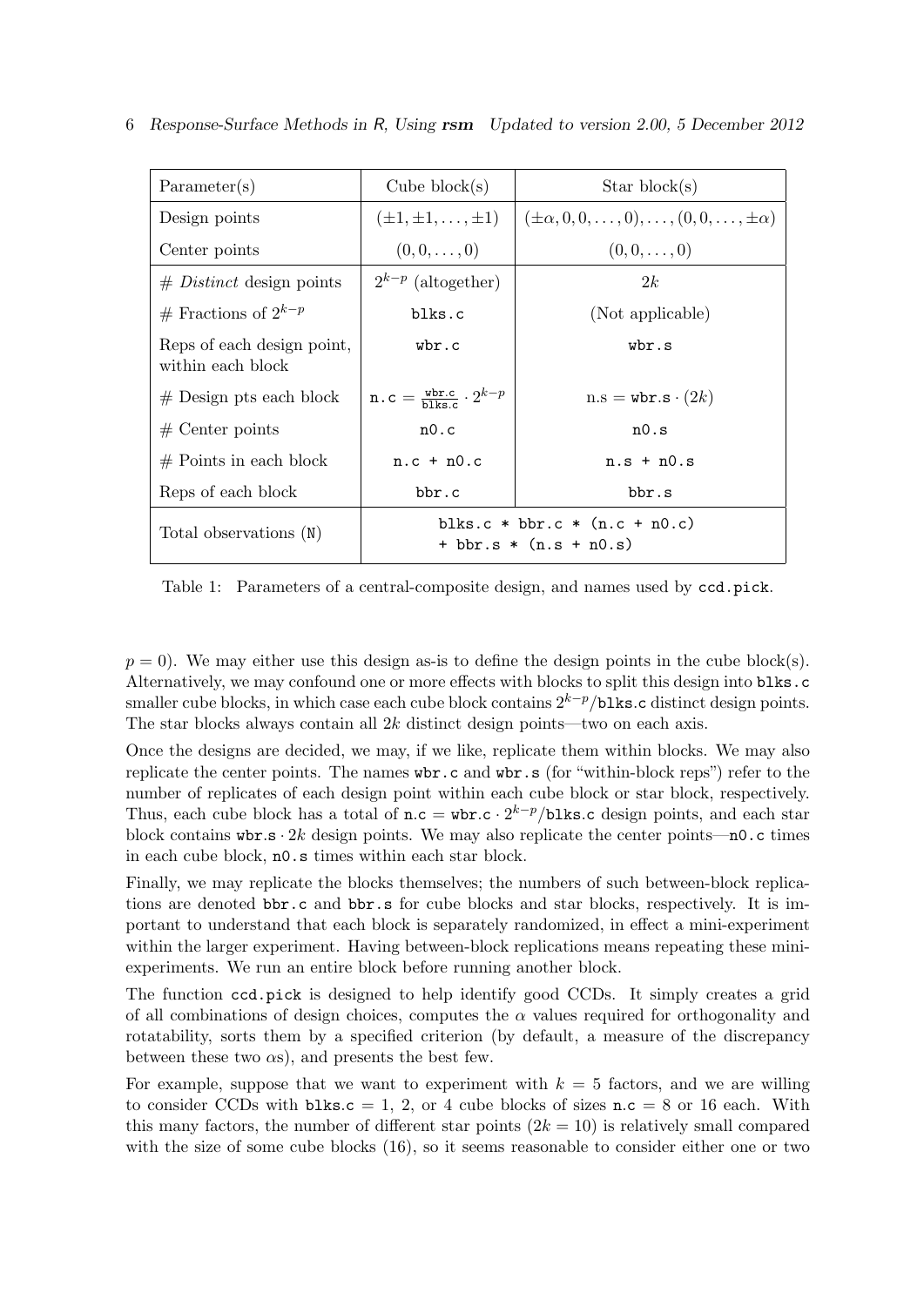| Parameter(s) | Cube block(s) | Star block(s) |
|---|---|---|
| Design points | $(\pm 1, \pm 1, \ldots, \pm 1)$ | $(\pm\alpha, 0, 0, \ldots, 0), \ldots, (0, 0, \ldots, \pm\alpha)$ |
| Center points | $(0, 0, \ldots, 0)$ | $(0, 0, \ldots, 0)$ |
| # *Distinct* design points | $2^{k-p}$ (altogether) | $2k$ |
| # Fractions of $2^{k-p}$ | `blks.c` | (Not applicable) |
| Reps of each design point, within each block | `wbr.c` | `wbr.s` |
| # Design pts each block | `n.c` $= \frac{\texttt{wbr.c}}{\texttt{blks.c}} \cdot 2^{k-p}$ | n.s $=$ `wbr.s` $\cdot (2k)$ |
| # Center points | `n0.c` | `n0.s` |
| # Points in each block | `n.c + n0.c` | `n.s + n0.s` |
| Reps of each block | `bbr.c` | `bbr.s` |
| Total observations (`N`) | `blks.c * bbr.c * (n.c + n0.c) + bbr.s * (n.s + n0.s)` | |

Table 1: Parameters of a central-composite design, and names used by `ccd.pick`.

$p = 0$). We may either use this design as-is to define the design points in the cube block(s). Alternatively, we may confound one or more effects with blocks to split this design into `blks.c` smaller cube blocks, in which case each cube block contains $2^{k-p}$/`blks.c` distinct design points. The star blocks always contain all $2k$ distinct design points—two on each axis.

Once the designs are decided, we may, if we like, replicate them within blocks. We may also replicate the center points. The names `wbr.c` and `wbr.s` (for "within-block reps") refer to the number of replicates of each design point within each cube block or star block, respectively. Thus, each cube block has a total of `n.c` $=$ `wbr.c` $\cdot 2^{k-p}$/`blks.c` design points, and each star block contains `wbr.s` $\cdot 2k$ design points. We may also replicate the center points—`n0.c` times in each cube block, `n0.s` times within each star block.

Finally, we may replicate the blocks themselves; the numbers of such between-block replications are denoted `bbr.c` and `bbr.s` for cube blocks and star blocks, respectively. It is important to understand that each block is separately randomized, in effect a mini-experiment within the larger experiment. Having between-block replications means repeating these mini-experiments. We run an entire block before running another block.

The function `ccd.pick` is designed to help identify good CCDs. It simply creates a grid of all combinations of design choices, computes the $\alpha$ values required for orthogonality and rotatability, sorts them by a specified criterion (by default, a measure of the discrepancy between these two $\alpha$s), and presents the best few.

For example, suppose that we want to experiment with $k = 5$ factors, and we are willing to consider CCDs with `blks.c` $= 1$, 2, or 4 cube blocks of sizes `n.c` $= 8$ or 16 each. With this many factors, the number of different star points ($2k = 10$) is relatively small compared with the size of some cube blocks (16), so it seems reasonable to consider either one or two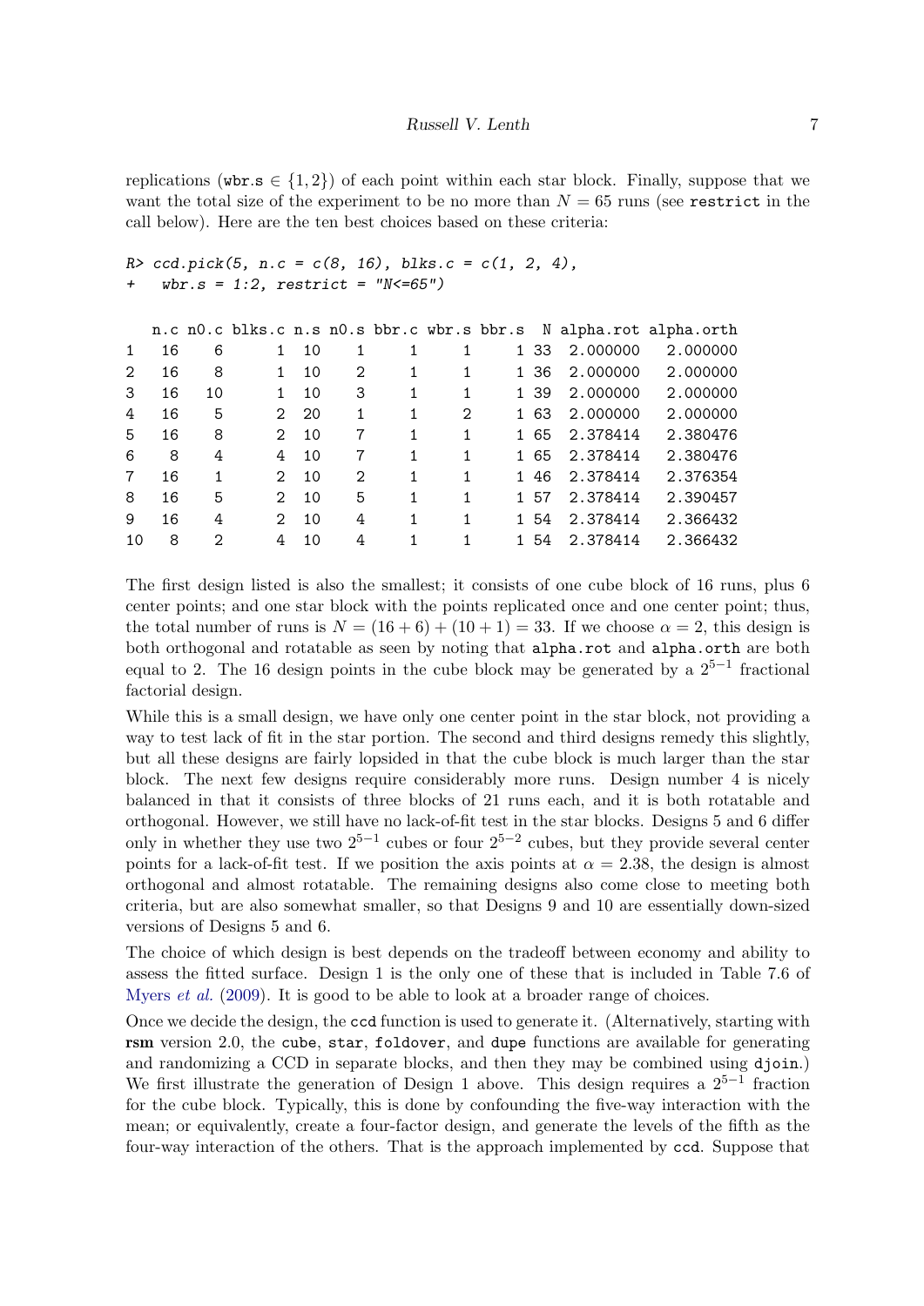replications (wbr.s $\in \{1, 2\}$) of each point within each star block. Finally, suppose that we want the total size of the experiment to be no more than $N = 65$ runs (see restrict in the call below). Here are the ten best choices based on these criteria:

```
R> ccd.pick(5, n.c = c(8, 16), blks.c = c(1, 2, 4),
+   wbr.s = 1:2, restrict = "N<=65")

   n.c n0.c blks.c n.s n0.s bbr.c wbr.s bbr.s  N alpha.rot alpha.orth
1   16    6      1  10    1     1     1     1 33  2.000000   2.000000
2   16    8      1  10    2     1     1     1 36  2.000000   2.000000
3   16   10      1  10    3     1     1     1 39  2.000000   2.000000
4   16    5      2  20    1     1     2     1 63  2.000000   2.000000
5   16    8      2  10    7     1     1     1 65  2.378414   2.380476
6    8    4      4  10    7     1     1     1 65  2.378414   2.380476
7   16    1      2  10    2     1     1     1 46  2.378414   2.376354
8   16    5      2  10    5     1     1     1 57  2.378414   2.390457
9   16    4      2  10    4     1     1     1 54  2.378414   2.366432
10   8    2      4  10    4     1     1     1 54  2.378414   2.366432
```

The first design listed is also the smallest; it consists of one cube block of 16 runs, plus 6 center points; and one star block with the points replicated once and one center point; thus, the total number of runs is $N = (16 + 6) + (10 + 1) = 33$. If we choose $\alpha = 2$, this design is both orthogonal and rotatable as seen by noting that alpha.rot and alpha.orth are both equal to 2. The 16 design points in the cube block may be generated by a $2^{5-1}$ fractional factorial design.

While this is a small design, we have only one center point in the star block, not providing a way to test lack of fit in the star portion. The second and third designs remedy this slightly, but all these designs are fairly lopsided in that the cube block is much larger than the star block. The next few designs require considerably more runs. Design number 4 is nicely balanced in that it consists of three blocks of 21 runs each, and it is both rotatable and orthogonal. However, we still have no lack-of-fit test in the star blocks. Designs 5 and 6 differ only in whether they use two $2^{5-1}$ cubes or four $2^{5-2}$ cubes, but they provide several center points for a lack-of-fit test. If we position the axis points at $\alpha = 2.38$, the design is almost orthogonal and almost rotatable. The remaining designs also come close to meeting both criteria, but are also somewhat smaller, so that Designs 9 and 10 are essentially down-sized versions of Designs 5 and 6.

The choice of which design is best depends on the tradeoff between economy and ability to assess the fitted surface. Design 1 is the only one of these that is included in Table 7.6 of Myers *et al.* (2009). It is good to be able to look at a broader range of choices.

Once we decide the design, the ccd function is used to generate it. (Alternatively, starting with **rsm** version 2.0, the cube, star, foldover, and dupe functions are available for generating and randomizing a CCD in separate blocks, and then they may be combined using djoin.) We first illustrate the generation of Design 1 above. This design requires a $2^{5-1}$ fraction for the cube block. Typically, this is done by confounding the five-way interaction with the mean; or equivalently, create a four-factor design, and generate the levels of the fifth as the four-way interaction of the others. That is the approach implemented by ccd. Suppose that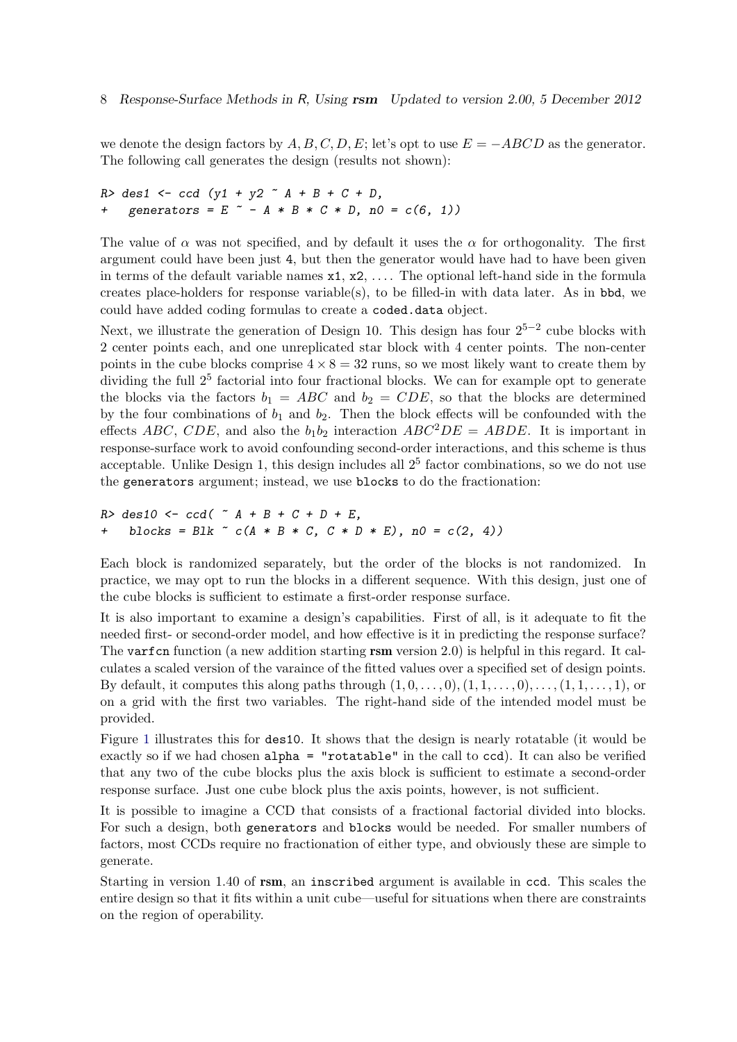we denote the design factors by $A, B, C, D, E$; let's opt to use $E = -ABCD$ as the generator. The following call generates the design (results not shown):

```
R> des1 <- ccd (y1 + y2 ~ A + B + C + D,
+    generators = E ~ - A * B * C * D, n0 = c(6, 1))
```

The value of $\alpha$ was not specified, and by default it uses the $\alpha$ for orthogonality. The first argument could have been just `4`, but then the generator would have had to have been given in terms of the default variable names `x1`, `x2`, .... The optional left-hand side in the formula creates place-holders for response variable(s), to be filled-in with data later. As in `bbd`, we could have added coding formulas to create a `coded.data` object.

Next, we illustrate the generation of Design 10. This design has four $2^{5-2}$ cube blocks with 2 center points each, and one unreplicated star block with 4 center points. The non-center points in the cube blocks comprise $4 \times 8 = 32$ runs, so we most likely want to create them by dividing the full $2^5$ factorial into four fractional blocks. We can for example opt to generate the blocks via the factors $b_1 = ABC$ and $b_2 = CDE$, so that the blocks are determined by the four combinations of $b_1$ and $b_2$. Then the block effects will be confounded with the effects $ABC$, $CDE$, and also the $b_1b_2$ interaction $ABC^2DE = ABDE$. It is important in response-surface work to avoid confounding second-order interactions, and this scheme is thus acceptable. Unlike Design 1, this design includes all $2^5$ factor combinations, so we do not use the `generators` argument; instead, we use `blocks` to do the fractionation:

```
R> des10 <- ccd( ~ A + B + C + D + E,
+    blocks = Blk ~ c(A * B * C, C * D * E), n0 = c(2, 4))
```

Each block is randomized separately, but the order of the blocks is not randomized. In practice, we may opt to run the blocks in a different sequence. With this design, just one of the cube blocks is sufficient to estimate a first-order response surface.

It is also important to examine a design's capabilities. First of all, is it adequate to fit the needed first- or second-order model, and how effective is it in predicting the response surface? The `varfcn` function (a new addition starting **rsm** version 2.0) is helpful in this regard. It calculates a scaled version of the varaince of the fitted values over a specified set of design points. By default, it computes this along paths through $(1, 0, \ldots, 0), (1, 1, \ldots, 0), \ldots, (1, 1, \ldots, 1)$, or on a grid with the first two variables. The right-hand side of the intended model must be provided.

Figure 1 illustrates this for `des10`. It shows that the design is nearly rotatable (it would be exactly so if we had chosen `alpha = "rotatable"` in the call to `ccd`). It can also be verified that any two of the cube blocks plus the axis block is sufficient to estimate a second-order response surface. Just one cube block plus the axis points, however, is not sufficient.

It is possible to imagine a CCD that consists of a fractional factorial divided into blocks. For such a design, both `generators` and `blocks` would be needed. For smaller numbers of factors, most CCDs require no fractionation of either type, and obviously these are simple to generate.

Starting in version 1.40 of **rsm**, an `inscribed` argument is available in `ccd`. This scales the entire design so that it fits within a unit cube—useful for situations when there are constraints on the region of operability.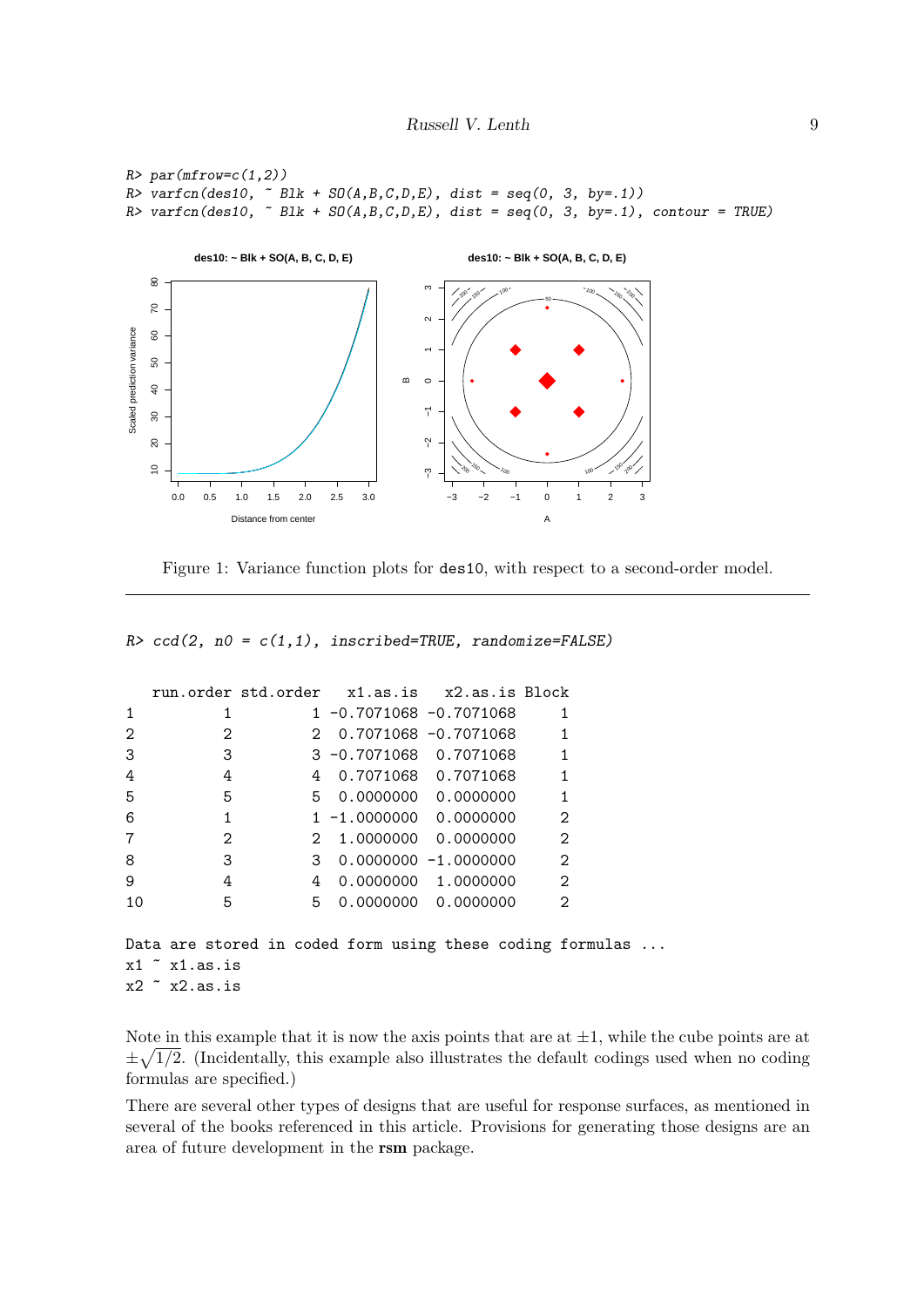```
R> par(mfrow=c(1,2))
R> varfcn(des10, ~ Blk + SO(A,B,C,D,E), dist = seq(0, 3, by=.1))
R> varfcn(des10, ~ Blk + SO(A,B,C,D,E), dist = seq(0, 3, by=.1), contour = TRUE)
```

des10: ~ Blk + SO(A, B, C, D, E)

Scaled prediction variance

10
20
30
40
50
60
70
80

0.0 0.5 1.0 1.5 2.0 2.5 3.0

Distance from center

des10: ~ Blk + SO(A, B, C, D, E)

B

−3 −2 −1 0 1 2 3

A

−3 −2 −1 0 1 2 3

Figure 1: Variance function plots for des10, with respect to a second-order model.

```
R> ccd(2, n0 = c(1,1), inscribed=TRUE, randomize=FALSE)

   run.order std.order   x1.as.is   x2.as.is Block
1          1         1 -0.7071068 -0.7071068     1
2          2         2  0.7071068 -0.7071068     1
3          3         3 -0.7071068  0.7071068     1
4          4         4  0.7071068  0.7071068     1
5          5         5  0.0000000  0.0000000     1
6          1         1 -1.0000000  0.0000000     2
7          2         2  1.0000000  0.0000000     2
8          3         3  0.0000000 -1.0000000     2
9          4         4  0.0000000  1.0000000     2
10         5         5  0.0000000  0.0000000     2

Data are stored in coded form using these coding formulas ...
x1 ~ x1.as.is
x2 ~ x2.as.is
```

Note in this example that it is now the axis points that are at $\pm 1$, while the cube points are at $\pm\sqrt{1/2}$. (Incidentally, this example also illustrates the default codings used when no coding formulas are specified.)

There are several other types of designs that are useful for response surfaces, as mentioned in several of the books referenced in this article. Provisions for generating those designs are an area of future development in the **rsm** package.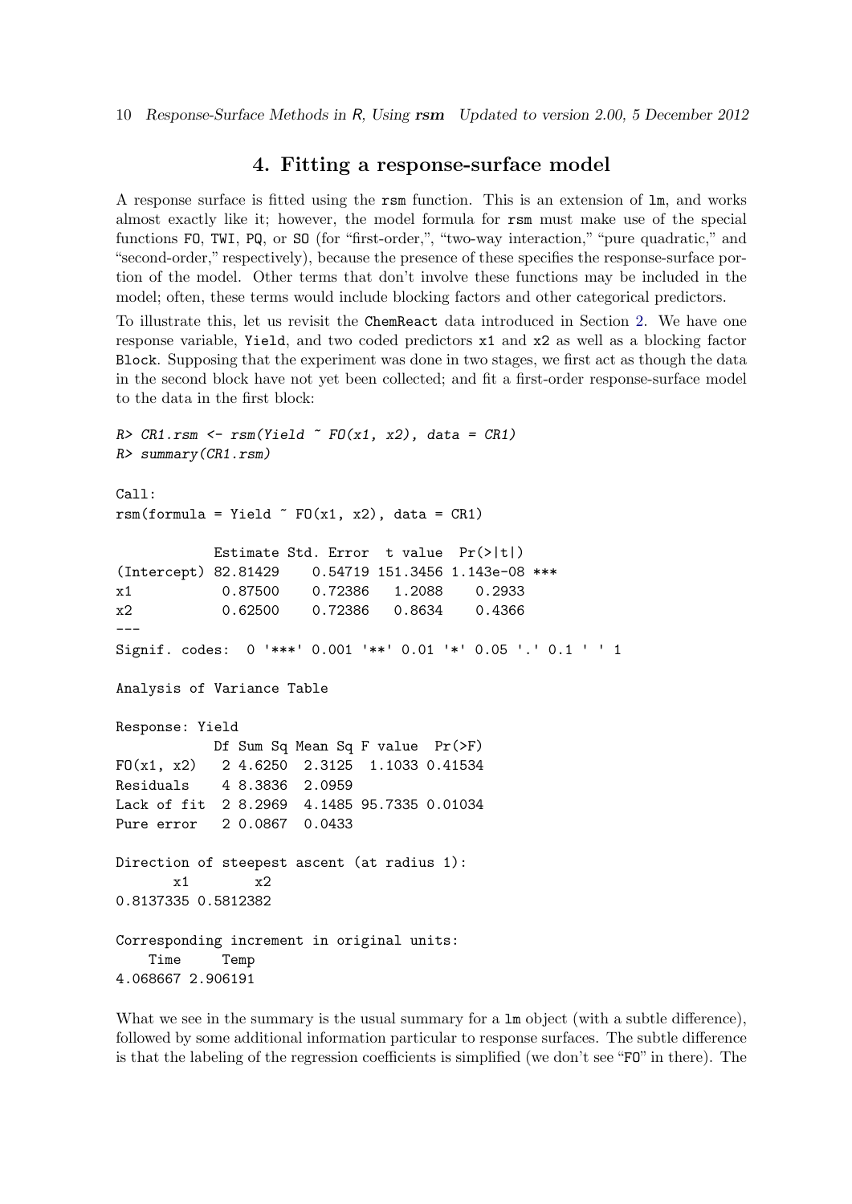## 4. Fitting a response-surface model

A response surface is fitted using the `rsm` function. This is an extension of `lm`, and works almost exactly like it; however, the model formula for `rsm` must make use of the special functions `FO`, `TWI`, `PQ`, or `SO` (for "first-order,", "two-way interaction," "pure quadratic," and "second-order," respectively), because the presence of these specifies the response-surface portion of the model. Other terms that don't involve these functions may be included in the model; often, these terms would include blocking factors and other categorical predictors.

To illustrate this, let us revisit the `ChemReact` data introduced in Section 2. We have one response variable, `Yield`, and two coded predictors `x1` and `x2` as well as a blocking factor `Block`. Supposing that the experiment was done in two stages, we first act as though the data in the second block have not yet been collected; and fit a first-order response-surface model to the data in the first block:

```
R> CR1.rsm <- rsm(Yield ~ FO(x1, x2), data = CR1)
R> summary(CR1.rsm)

Call:
rsm(formula = Yield ~ FO(x1, x2), data = CR1)

            Estimate Std. Error  t value  Pr(>|t|)
(Intercept) 82.81429    0.54719 151.3456 1.143e-08 ***
x1           0.87500    0.72386   1.2088    0.2933
x2           0.62500    0.72386   0.8634    0.4366
---
Signif. codes:  0 '***' 0.001 '**' 0.01 '*' 0.05 '.' 0.1 ' ' 1

Analysis of Variance Table

Response: Yield
           Df Sum Sq Mean Sq F value  Pr(>F)
FO(x1, x2)  2 4.6250  2.3125  1.1033 0.41534
Residuals   4 8.3836  2.0959
Lack of fit 2 8.2969  4.1485 95.7335 0.01034
Pure error  2 0.0867  0.0433

Direction of steepest ascent (at radius 1):
       x1        x2
0.8137335 0.5812382

Corresponding increment in original units:
    Time     Temp
4.068667 2.906191
```

What we see in the summary is the usual summary for a `lm` object (with a subtle difference), followed by some additional information particular to response surfaces. The subtle difference is that the labeling of the regression coefficients is simplified (we don't see "`FO`" in there). The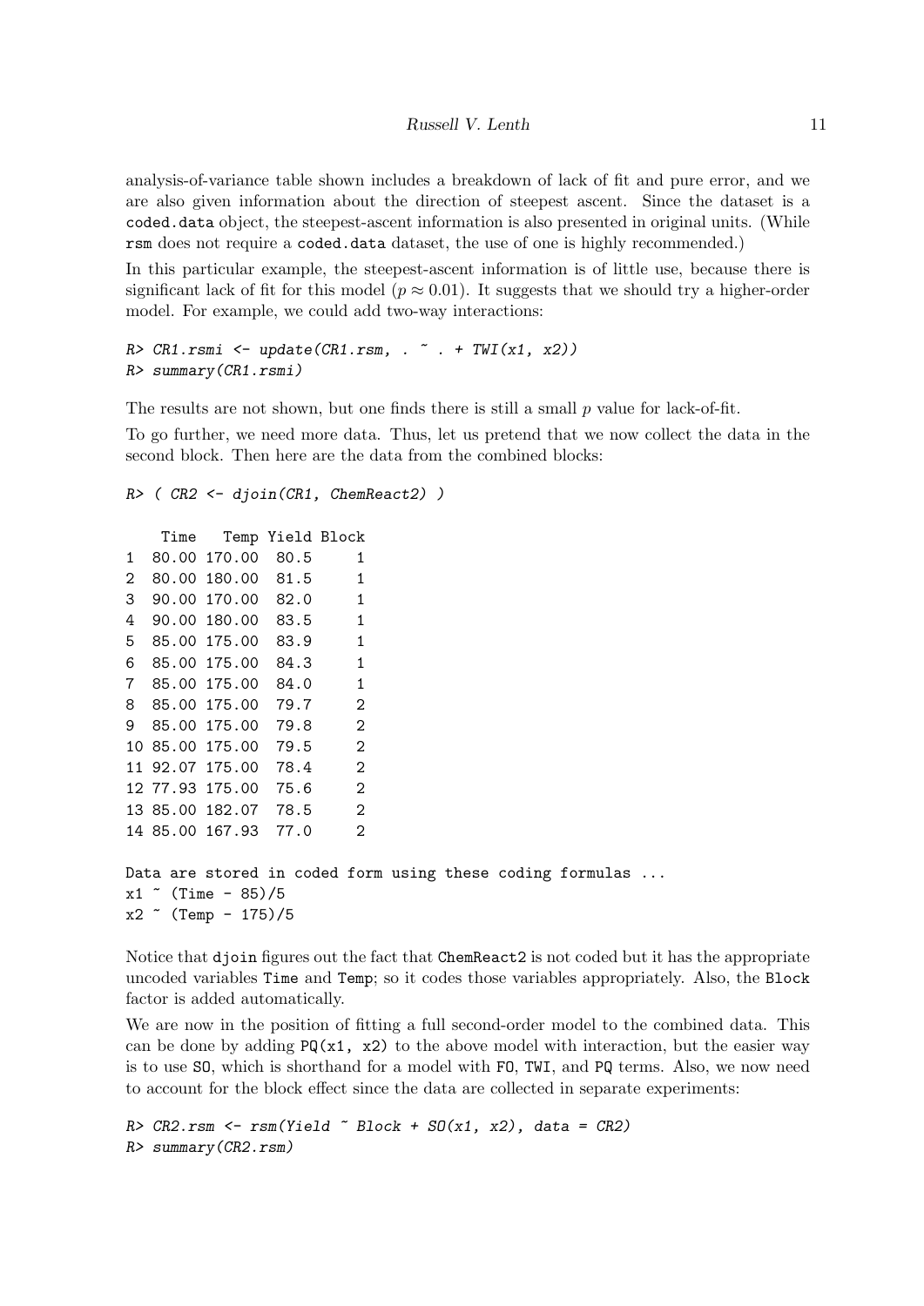analysis-of-variance table shown includes a breakdown of lack of fit and pure error, and we are also given information about the direction of steepest ascent. Since the dataset is a `coded.data` object, the steepest-ascent information is also presented in original units. (While `rsm` does not require a `coded.data` dataset, the use of one is highly recommended.)

In this particular example, the steepest-ascent information is of little use, because there is significant lack of fit for this model ($p \approx 0.01$). It suggests that we should try a higher-order model. For example, we could add two-way interactions:

```
R> CR1.rsmi <- update(CR1.rsm, . ~ . + TWI(x1, x2))
R> summary(CR1.rsmi)
```

The results are not shown, but one finds there is still a small $p$ value for lack-of-fit.

To go further, we need more data. Thus, let us pretend that we now collect the data in the second block. Then here are the data from the combined blocks:

```
R> ( CR2 <- djoin(CR1, ChemReact2) )

    Time   Temp Yield Block
1  80.00 170.00  80.5     1
2  80.00 180.00  81.5     1
3  90.00 170.00  82.0     1
4  90.00 180.00  83.5     1
5  85.00 175.00  83.9     1
6  85.00 175.00  84.3     1
7  85.00 175.00  84.0     1
8  85.00 175.00  79.7     2
9  85.00 175.00  79.8     2
10 85.00 175.00  79.5     2
11 92.07 175.00  78.4     2
12 77.93 175.00  75.6     2
13 85.00 182.07  78.5     2
14 85.00 167.93  77.0     2

Data are stored in coded form using these coding formulas ...
x1 ~ (Time - 85)/5
x2 ~ (Temp - 175)/5
```

Notice that `djoin` figures out the fact that `ChemReact2` is not coded but it has the appropriate uncoded variables `Time` and `Temp`; so it codes those variables appropriately. Also, the `Block` factor is added automatically.

We are now in the position of fitting a full second-order model to the combined data. This can be done by adding `PQ(x1, x2)` to the above model with interaction, but the easier way is to use `SO`, which is shorthand for a model with `FO`, `TWI`, and `PQ` terms. Also, we now need to account for the block effect since the data are collected in separate experiments:

```
R> CR2.rsm <- rsm(Yield ~ Block + SO(x1, x2), data = CR2)
R> summary(CR2.rsm)
```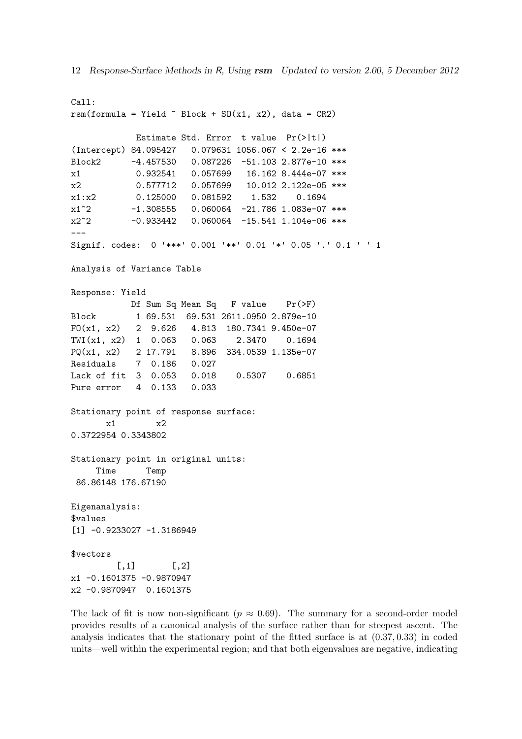```
Call:
rsm(formula = Yield ~ Block + SO(x1, x2), data = CR2)

             Estimate Std. Error  t value  Pr(>|t|)    
(Intercept) 84.095427   0.079631 1056.067 < 2.2e-16 ***
Block2      -4.457530   0.087226  -51.103 2.877e-10 ***
x1           0.932541   0.057699   16.162 8.444e-07 ***
x2           0.577712   0.057699   10.012 2.122e-05 ***
x1:x2        0.125000   0.081592    1.532    0.1694    
x1^2        -1.308555   0.060064  -21.786 1.083e-07 ***
x2^2        -0.933442   0.060064  -15.541 1.104e-06 ***
---
Signif. codes:  0 '***' 0.001 '**' 0.01 '*' 0.05 '.' 0.1 ' ' 1

Analysis of Variance Table

Response: Yield
            Df Sum Sq Mean Sq   F value    Pr(>F)
Block        1 69.531  69.531 2611.0950 2.879e-10
FO(x1, x2)   2  9.626   4.813  180.7341 9.450e-07
TWI(x1, x2)  1  0.063   0.063    2.3470    0.1694
PQ(x1, x2)   2 17.791   8.896  334.0539 1.135e-07
Residuals    7  0.186   0.027                    
Lack of fit  3  0.053   0.018    0.5307    0.6851
Pure error   4  0.133   0.033                    

Stationary point of response surface:
       x1        x2 
0.3722954 0.3343802 

Stationary point in original units:
     Time      Temp 
 86.86148 176.67190 

Eigenanalysis:
$values
[1] -0.9233027 -1.3186949

$vectors
         [,1]       [,2]
x1 -0.1601375 -0.9870947
x2 -0.9870947  0.1601375
```

The lack of fit is now non-significant ($p \approx 0.69$). The summary for a second-order model provides results of a canonical analysis of the surface rather than for steepest ascent. The analysis indicates that the stationary point of the fitted surface is at $(0.37, 0.33)$ in coded units—well within the experimental region; and that both eigenvalues are negative, indicating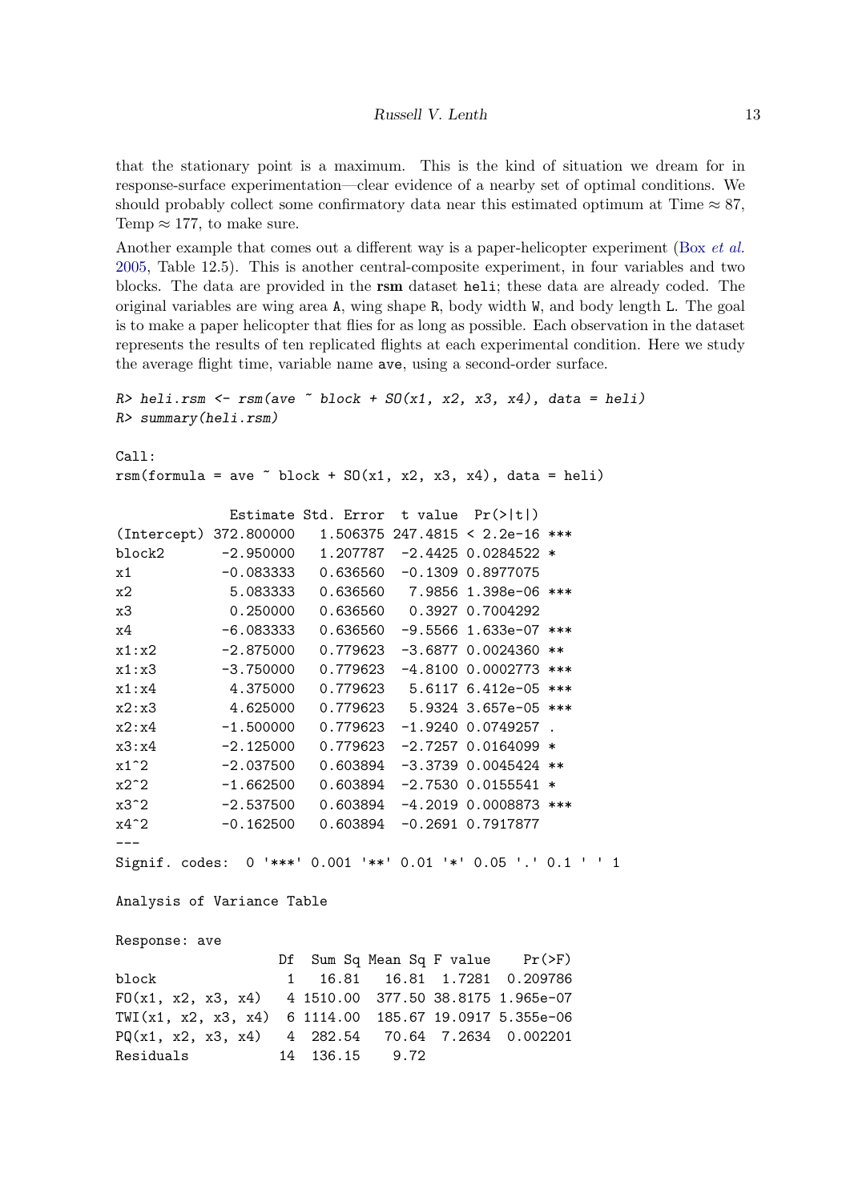that the stationary point is a maximum. This is the kind of situation we dream for in response-surface experimentation—clear evidence of a nearby set of optimal conditions. We should probably collect some confirmatory data near this estimated optimum at Time $\approx 87$, Temp $\approx 177$, to make sure.

Another example that comes out a different way is a paper-helicopter experiment (Box *et al.* 2005, Table 12.5). This is another central-composite experiment, in four variables and two blocks. The data are provided in the **rsm** dataset `heli`; these data are already coded. The original variables are wing area `A`, wing shape `R`, body width `W`, and body length `L`. The goal is to make a paper helicopter that flies for as long as possible. Each observation in the dataset represents the results of ten replicated flights at each experimental condition. Here we study the average flight time, variable name `ave`, using a second-order surface.

```
R> heli.rsm <- rsm(ave ~ block + SO(x1, x2, x3, x4), data = heli)
R> summary(heli.rsm)

Call:
rsm(formula = ave ~ block + SO(x1, x2, x3, x4), data = heli)

              Estimate Std. Error  t value  Pr(>|t|)    
(Intercept) 372.800000   1.506375 247.4815 < 2.2e-16 ***
block2       -2.950000   1.207787  -2.4425 0.0284522 *  
x1           -0.083333   0.636560  -0.1309 0.8977075    
x2            5.083333   0.636560   7.9856 1.398e-06 ***
x3            0.250000   0.636560   0.3927 0.7004292    
x4           -6.083333   0.636560  -9.5566 1.633e-07 ***
x1:x2        -2.875000   0.779623  -3.6877 0.0024360 ** 
x1:x3        -3.750000   0.779623  -4.8100 0.0002773 ***
x1:x4         4.375000   0.779623   5.6117 6.412e-05 ***
x2:x3         4.625000   0.779623   5.9324 3.657e-05 ***
x2:x4        -1.500000   0.779623  -1.9240 0.0749257 .  
x3:x4        -2.125000   0.779623  -2.7257 0.0164099 *  
x1^2         -2.037500   0.603894  -3.3739 0.0045424 ** 
x2^2         -1.662500   0.603894  -2.7530 0.0155541 *  
x3^2         -2.537500   0.603894  -4.2019 0.0008873 ***
x4^2         -0.162500   0.603894  -0.2691 0.7917877    
---
Signif. codes:  0 '***' 0.001 '**' 0.01 '*' 0.05 '.' 0.1 ' ' 1

Analysis of Variance Table

Response: ave
                   Df  Sum Sq Mean Sq F value    Pr(>F)
block               1   16.81   16.81  1.7281  0.209786
FO(x1, x2, x3, x4)  4 1510.00  377.50 38.8175 1.965e-07
TWI(x1, x2, x3, x4) 6 1114.00  185.67 19.0917 5.355e-06
PQ(x1, x2, x3, x4)  4  282.54   70.64  7.2634  0.002201
Residuals          14  136.15    9.72
```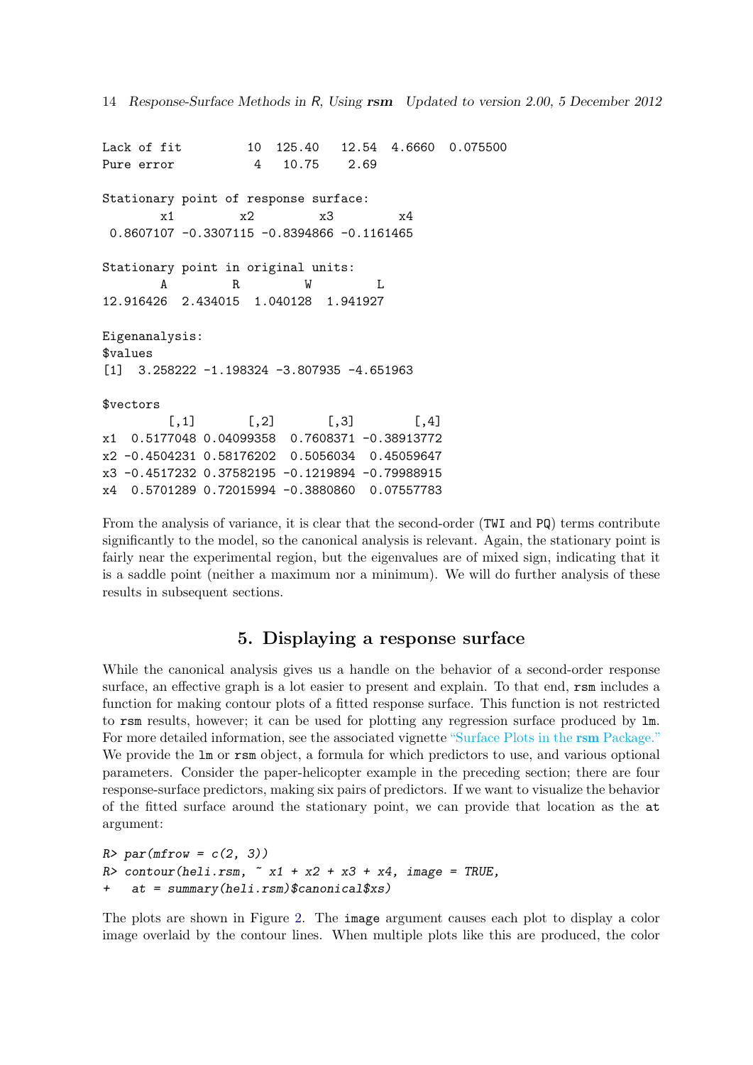```
Lack of fit         10  125.40   12.54  4.6660  0.075500
Pure error           4   10.75    2.69

Stationary point of response surface:
       x1         x2         x3         x4 
 0.8607107 -0.3307115 -0.8394866 -0.1161465 

Stationary point in original units:
        A         R         W         L 
12.916426  2.434015  1.040128  1.941927 

Eigenanalysis:
$values
[1]  3.258222 -1.198324 -3.807935 -4.651963

$vectors
         [,1]       [,2]       [,3]        [,4]
x1  0.5177048 0.04099358  0.7608371 -0.38913772
x2 -0.4504231 0.58176202  0.5056034  0.45059647
x3 -0.4517232 0.37582195 -0.1219894 -0.79988915
x4  0.5701289 0.72015994 -0.3880860  0.07557783
```

From the analysis of variance, it is clear that the second-order (`TWI` and `PQ`) terms contribute significantly to the model, so the canonical analysis is relevant. Again, the stationary point is fairly near the experimental region, but the eigenvalues are of mixed sign, indicating that it is a saddle point (neither a maximum nor a minimum). We will do further analysis of these results in subsequent sections.

## 5. Displaying a response surface

While the canonical analysis gives us a handle on the behavior of a second-order response surface, an effective graph is a lot easier to present and explain. To that end, `rsm` includes a function for making contour plots of a fitted response surface. This function is not restricted to `rsm` results, however; it can be used for plotting any regression surface produced by `lm`. For more detailed information, see the associated vignette "Surface Plots in the **rsm** Package." We provide the `lm` or `rsm` object, a formula for which predictors to use, and various optional parameters. Consider the paper-helicopter example in the preceding section; there are four response-surface predictors, making six pairs of predictors. If we want to visualize the behavior of the fitted surface around the stationary point, we can provide that location as the `at` argument:

```
R> par(mfrow = c(2, 3))
R> contour(heli.rsm, ~ x1 + x2 + x3 + x4, image = TRUE,
+    at = summary(heli.rsm)$canonical$xs)
```

The plots are shown in Figure 2. The `image` argument causes each plot to display a color image overlaid by the contour lines. When multiple plots like this are produced, the color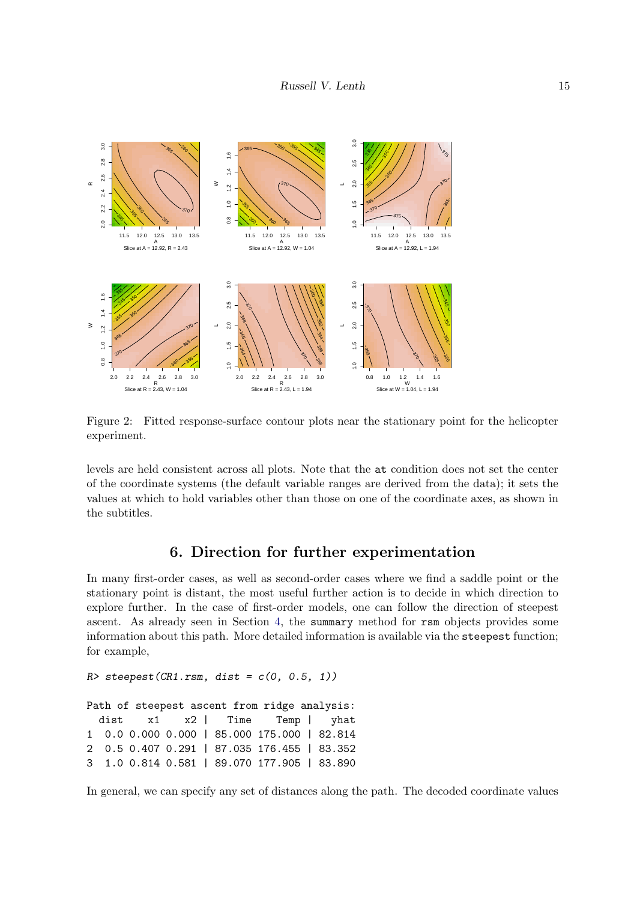Slice at A = 12.92, R = 2.43

Slice at A = 12.92, W = 1.04

Slice at A = 12.92, L = 1.94

Slice at R = 2.43, W = 1.04

Slice at R = 2.43, L = 1.94

Slice at W = 1.04, L = 1.94

Figure 2: Fitted response-surface contour plots near the stationary point for the helicopter experiment.

levels are held consistent across all plots. Note that the at condition does not set the center of the coordinate systems (the default variable ranges are derived from the data); it sets the values at which to hold variables other than those on one of the coordinate axes, as shown in the subtitles.

## 6. Direction for further experimentation

In many first-order cases, as well as second-order cases where we find a saddle point or the stationary point is distant, the most useful further action is to decide in which direction to explore further. In the case of first-order models, one can follow the direction of steepest ascent. As already seen in Section 4, the summary method for rsm objects provides some information about this path. More detailed information is available via the steepest function; for example,

```
R> steepest(CR1.rsm, dist = c(0, 0.5, 1))

Path of steepest ascent from ridge analysis:
  dist    x1    x2 |   Time    Temp |   yhat
1  0.0 0.000 0.000 | 85.000 175.000 | 82.814
2  0.5 0.407 0.291 | 87.035 176.455 | 83.352
3  1.0 0.814 0.581 | 89.070 177.905 | 83.890
```

In general, we can specify any set of distances along the path. The decoded coordinate values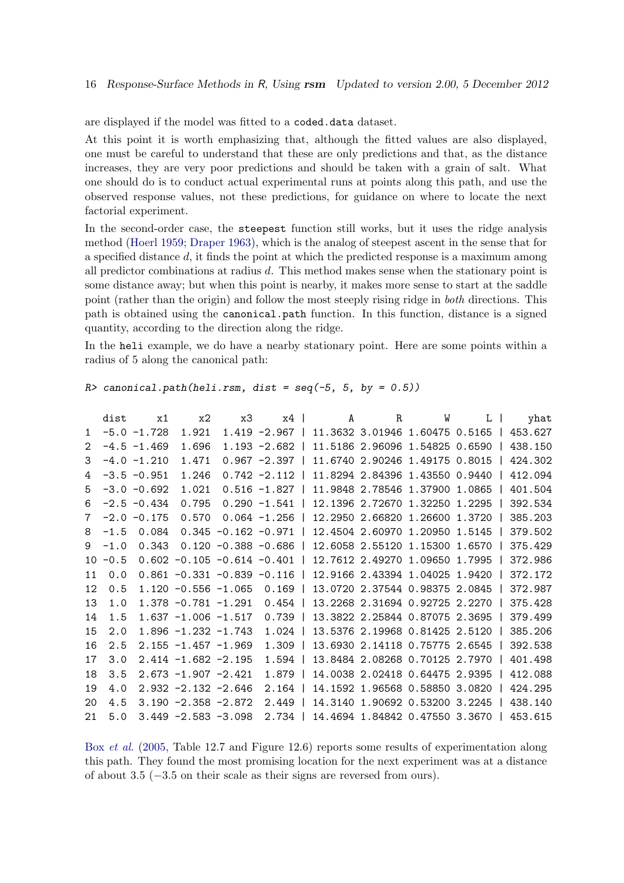are displayed if the model was fitted to a `coded.data` dataset.

At this point it is worth emphasizing that, although the fitted values are also displayed, one must be careful to understand that these are only predictions and that, as the distance increases, they are very poor predictions and should be taken with a grain of salt. What one should do is to conduct actual experimental runs at points along this path, and use the observed response values, not these predictions, for guidance on where to locate the next factorial experiment.

In the second-order case, the `steepest` function still works, but it uses the ridge analysis method (Hoerl 1959; Draper 1963), which is the analog of steepest ascent in the sense that for a specified distance $d$, it finds the point at which the predicted response is a maximum among all predictor combinations at radius $d$. This method makes sense when the stationary point is some distance away; but when this point is nearby, it makes more sense to start at the saddle point (rather than the origin) and follow the most steeply rising ridge in *both* directions. This path is obtained using the `canonical.path` function. In this function, distance is a signed quantity, according to the direction along the ridge.

In the `heli` example, we do have a nearby stationary point. Here are some points within a radius of 5 along the canonical path:

```
R> canonical.path(heli.rsm, dist = seq(-5, 5, by = 0.5))

   dist     x1     x2     x3     x4 |       A       R       W      L |    yhat
1  -5.0 -1.728  1.921  1.419 -2.967 | 11.3632 3.01946 1.60475 0.5165 | 453.627
2  -4.5 -1.469  1.696  1.193 -2.682 | 11.5186 2.96096 1.54825 0.6590 | 438.150
3  -4.0 -1.210  1.471  0.967 -2.397 | 11.6740 2.90246 1.49175 0.8015 | 424.302
4  -3.5 -0.951  1.246  0.742 -2.112 | 11.8294 2.84396 1.43550 0.9440 | 412.094
5  -3.0 -0.692  1.021  0.516 -1.827 | 11.9848 2.78546 1.37900 1.0865 | 401.504
6  -2.5 -0.434  0.795  0.290 -1.541 | 12.1396 2.72670 1.32250 1.2295 | 392.534
7  -2.0 -0.175  0.570  0.064 -1.256 | 12.2950 2.66820 1.26600 1.3720 | 385.203
8  -1.5  0.084  0.345 -0.162 -0.971 | 12.4504 2.60970 1.20950 1.5145 | 379.502
9  -1.0  0.343  0.120 -0.388 -0.686 | 12.6058 2.55120 1.15300 1.6570 | 375.429
10 -0.5  0.602 -0.105 -0.614 -0.401 | 12.7612 2.49270 1.09650 1.7995 | 372.986
11  0.0  0.861 -0.331 -0.839 -0.116 | 12.9166 2.43394 1.04025 1.9420 | 372.172
12  0.5  1.120 -0.556 -1.065  0.169 | 13.0720 2.37544 0.98375 2.0845 | 372.987
13  1.0  1.378 -0.781 -1.291  0.454 | 13.2268 2.31694 0.92725 2.2270 | 375.428
14  1.5  1.637 -1.006 -1.517  0.739 | 13.3822 2.25844 0.87075 2.3695 | 379.499
15  2.0  1.896 -1.232 -1.743  1.024 | 13.5376 2.19968 0.81425 2.5120 | 385.206
16  2.5  2.155 -1.457 -1.969  1.309 | 13.6930 2.14118 0.75775 2.6545 | 392.538
17  3.0  2.414 -1.682 -2.195  1.594 | 13.8484 2.08268 0.70125 2.7970 | 401.498
18  3.5  2.673 -1.907 -2.421  1.879 | 14.0038 2.02418 0.64475 2.9395 | 412.088
19  4.0  2.932 -2.132 -2.646  2.164 | 14.1592 1.96568 0.58850 3.0820 | 424.295
20  4.5  3.190 -2.358 -2.872  2.449 | 14.3140 1.90692 0.53200 3.2245 | 438.140
21  5.0  3.449 -2.583 -3.098  2.734 | 14.4694 1.84842 0.47550 3.3670 | 453.615
```

Box *et al.* (2005, Table 12.7 and Figure 12.6) reports some results of experimentation along this path. They found the most promising location for the next experiment was at a distance of about 3.5 ($-3.5$ on their scale as their signs are reversed from ours).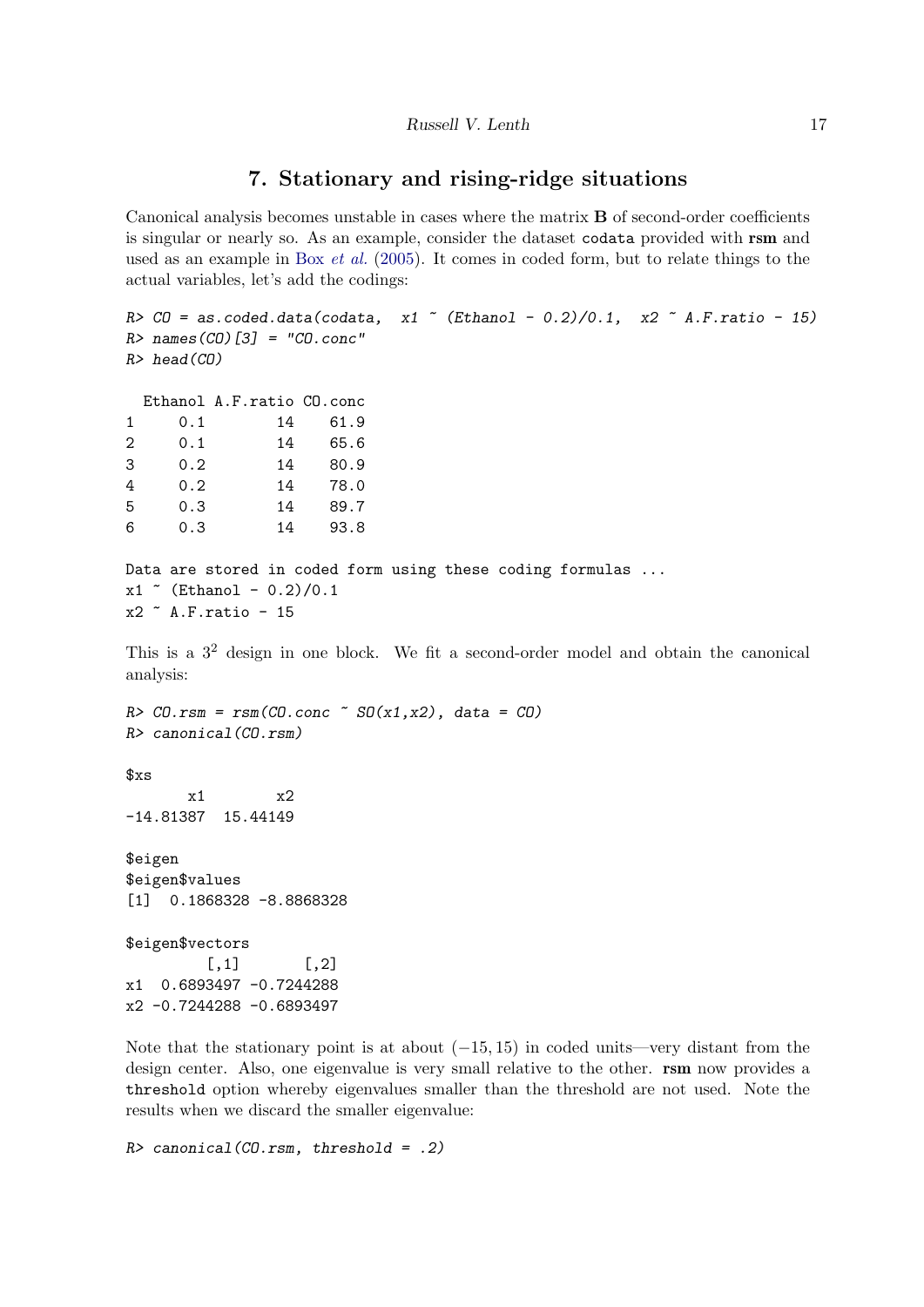## 7. Stationary and rising-ridge situations

Canonical analysis becomes unstable in cases where the matrix **B** of second-order coefficients is singular or nearly so. As an example, consider the dataset `codata` provided with **rsm** and used as an example in Box *et al.* (2005). It comes in coded form, but to relate things to the actual variables, let's add the codings:

```
R> CO = as.coded.data(codata,  x1 ~ (Ethanol - 0.2)/0.1,  x2 ~ A.F.ratio - 15)
R> names(CO)[3] = "CO.conc"
R> head(CO)

  Ethanol A.F.ratio CO.conc
1     0.1        14    61.9
2     0.1        14    65.6
3     0.2        14    80.9
4     0.2        14    78.0
5     0.3        14    89.7
6     0.3        14    93.8

Data are stored in coded form using these coding formulas ...
x1 ~ (Ethanol - 0.2)/0.1
x2 ~ A.F.ratio - 15
```

This is a $3^2$ design in one block. We fit a second-order model and obtain the canonical analysis:

```
R> CO.rsm = rsm(CO.conc ~ SO(x1,x2), data = CO)
R> canonical(CO.rsm)

$xs
       x1        x2
-14.81387  15.44149

$eigen
$eigen$values
[1]  0.1868328 -8.8868328

$eigen$vectors
         [,1]       [,2]
x1  0.6893497 -0.7244288
x2 -0.7244288 -0.6893497
```

Note that the stationary point is at about $(-15, 15)$ in coded units—very distant from the design center. Also, one eigenvalue is very small relative to the other. **rsm** now provides a `threshold` option whereby eigenvalues smaller than the threshold are not used. Note the results when we discard the smaller eigenvalue:

```
R> canonical(CO.rsm, threshold = .2)
```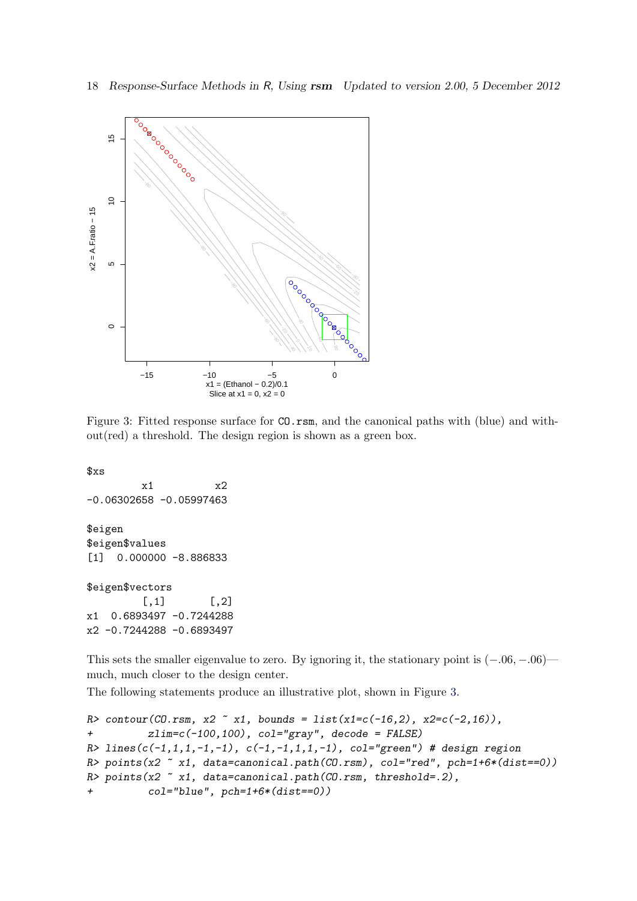−15
−10
−5
0
x1 = (Ethanol − 0.2)/0.1
Slice at x1 = 0, x2 = 0

0
5
10
15
x2 = A.F.ratio − 15

Figure 3: Fitted response surface for `CO.rsm`, and the canonical paths with (blue) and without(red) a threshold. The design region is shown as a green box.

```
$xs
         x1          x2 
-0.06302658 -0.05997463 

$eigen
$eigen$values
[1]  0.000000 -8.886833

$eigen$vectors
         [,1]       [,2]
x1  0.6893497 -0.7244288
x2 -0.7244288 -0.6893497
```

This sets the smaller eigenvalue to zero. By ignoring it, the stationary point is $(-.06, -.06)$—much, much closer to the design center.

The following statements produce an illustrative plot, shown in Figure 3.

```
R> contour(CO.rsm, x2 ~ x1, bounds = list(x1=c(-16,2), x2=c(-2,16)),
+          zlim=c(-100,100), col="gray", decode = FALSE)
R> lines(c(-1,1,1,-1,-1), c(-1,-1,1,1,-1), col="green") # design region
R> points(x2 ~ x1, data=canonical.path(CO.rsm), col="red", pch=1+6*(dist==0))
R> points(x2 ~ x1, data=canonical.path(CO.rsm, threshold=.2),
+          col="blue", pch=1+6*(dist==0))
```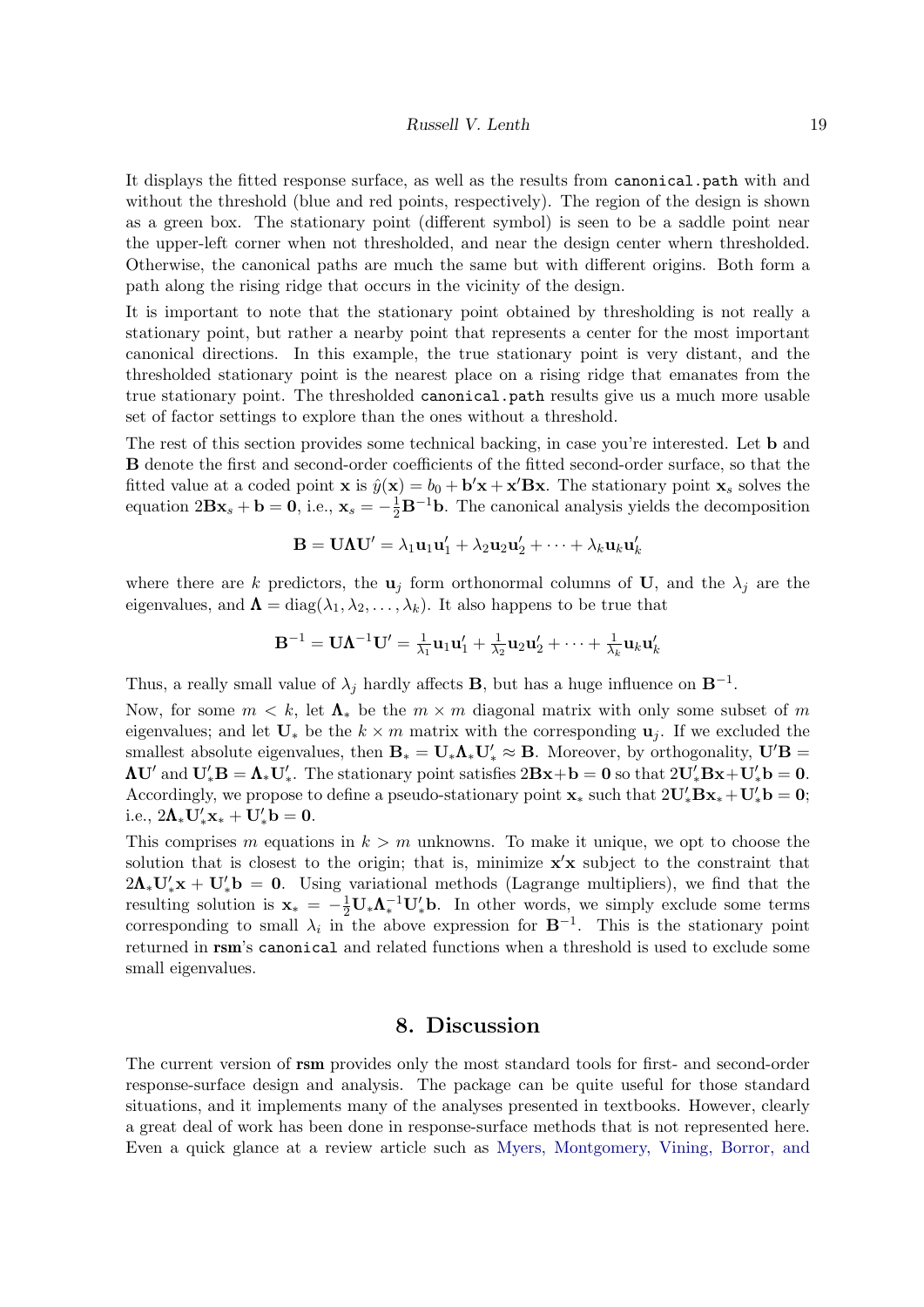It displays the fitted response surface, as well as the results from `canonical.path` with and without the threshold (blue and red points, respectively). The region of the design is shown as a green box. The stationary point (different symbol) is seen to be a saddle point near the upper-left corner when not thresholded, and near the design center whern thresholded. Otherwise, the canonical paths are much the same but with different origins. Both form a path along the rising ridge that occurs in the vicinity of the design.

It is important to note that the stationary point obtained by thresholding is not really a stationary point, but rather a nearby point that represents a center for the most important canonical directions. In this example, the true stationary point is very distant, and the thresholded stationary point is the nearest place on a rising ridge that emanates from the true stationary point. The thresholded `canonical.path` results give us a much more usable set of factor settings to explore than the ones without a threshold.

The rest of this section provides some technical backing, in case you're interested. Let $\mathbf{b}$ and $\mathbf{B}$ denote the first and second-order coefficients of the fitted second-order surface, so that the fitted value at a coded point $\mathbf{x}$ is $\hat{y}(\mathbf{x}) = b_0 + \mathbf{b}'\mathbf{x} + \mathbf{x}'\mathbf{B}\mathbf{x}$. The stationary point $\mathbf{x}_s$ solves the equation $2\mathbf{B}\mathbf{x}_s + \mathbf{b} = \mathbf{0}$, i.e., $\mathbf{x}_s = -\frac{1}{2}\mathbf{B}^{-1}\mathbf{b}$. The canonical analysis yields the decomposition

$$\mathbf{B} = \mathbf{U}\mathbf{\Lambda}\mathbf{U}' = \lambda_1\mathbf{u}_1\mathbf{u}_1' + \lambda_2\mathbf{u}_2\mathbf{u}_2' + \cdots + \lambda_k\mathbf{u}_k\mathbf{u}_k'$$

where there are $k$ predictors, the $\mathbf{u}_j$ form orthonormal columns of $\mathbf{U}$, and the $\lambda_j$ are the eigenvalues, and $\mathbf{\Lambda} = \mathrm{diag}(\lambda_1, \lambda_2, \ldots, \lambda_k)$. It also happens to be true that

$$\mathbf{B}^{-1} = \mathbf{U}\mathbf{\Lambda}^{-1}\mathbf{U}' = \tfrac{1}{\lambda_1}\mathbf{u}_1\mathbf{u}_1' + \tfrac{1}{\lambda_2}\mathbf{u}_2\mathbf{u}_2' + \cdots + \tfrac{1}{\lambda_k}\mathbf{u}_k\mathbf{u}_k'$$

Thus, a really small value of $\lambda_j$ hardly affects $\mathbf{B}$, but has a huge influence on $\mathbf{B}^{-1}$.

Now, for some $m < k$, let $\mathbf{\Lambda}_*$ be the $m \times m$ diagonal matrix with only some subset of $m$ eigenvalues; and let $\mathbf{U}_*$ be the $k \times m$ matrix with the corresponding $\mathbf{u}_j$. If we excluded the smallest absolute eigenvalues, then $\mathbf{B}_* = \mathbf{U}_*\mathbf{\Lambda}_*\mathbf{U}_*' \approx \mathbf{B}$. Moreover, by orthogonality, $\mathbf{U}'\mathbf{B} = \mathbf{\Lambda}\mathbf{U}'$ and $\mathbf{U}_*'\mathbf{B} = \mathbf{\Lambda}_*\mathbf{U}_*'$. The stationary point satisfies $2\mathbf{B}\mathbf{x} + \mathbf{b} = \mathbf{0}$ so that $2\mathbf{U}_*'\mathbf{B}\mathbf{x} + \mathbf{U}_*'\mathbf{b} = \mathbf{0}$. Accordingly, we propose to define a pseudo-stationary point $\mathbf{x}_*$ such that $2\mathbf{U}_*'\mathbf{B}\mathbf{x}_* + \mathbf{U}_*'\mathbf{b} = \mathbf{0}$; i.e., $2\mathbf{\Lambda}_*\mathbf{U}_*'\mathbf{x}_* + \mathbf{U}_*'\mathbf{b} = \mathbf{0}$.

This comprises $m$ equations in $k > m$ unknowns. To make it unique, we opt to choose the solution that is closest to the origin; that is, minimize $\mathbf{x}'\mathbf{x}$ subject to the constraint that $2\mathbf{\Lambda}_*\mathbf{U}_*'\mathbf{x} + \mathbf{U}_*'\mathbf{b} = \mathbf{0}$. Using variational methods (Lagrange multipliers), we find that the resulting solution is $\mathbf{x}_* = -\frac{1}{2}\mathbf{U}_*\mathbf{\Lambda}_*^{-1}\mathbf{U}_*'\mathbf{b}$. In other words, we simply exclude some terms corresponding to small $\lambda_i$ in the above expression for $\mathbf{B}^{-1}$. This is the stationary point returned in **rsm**'s `canonical` and related functions when a threshold is used to exclude some small eigenvalues.

## 8. Discussion

The current version of **rsm** provides only the most standard tools for first- and second-order response-surface design and analysis. The package can be quite useful for those standard situations, and it implements many of the analyses presented in textbooks. However, clearly a great deal of work has been done in response-surface methods that is not represented here. Even a quick glance at a review article such as Myers, Montgomery, Vining, Borror, and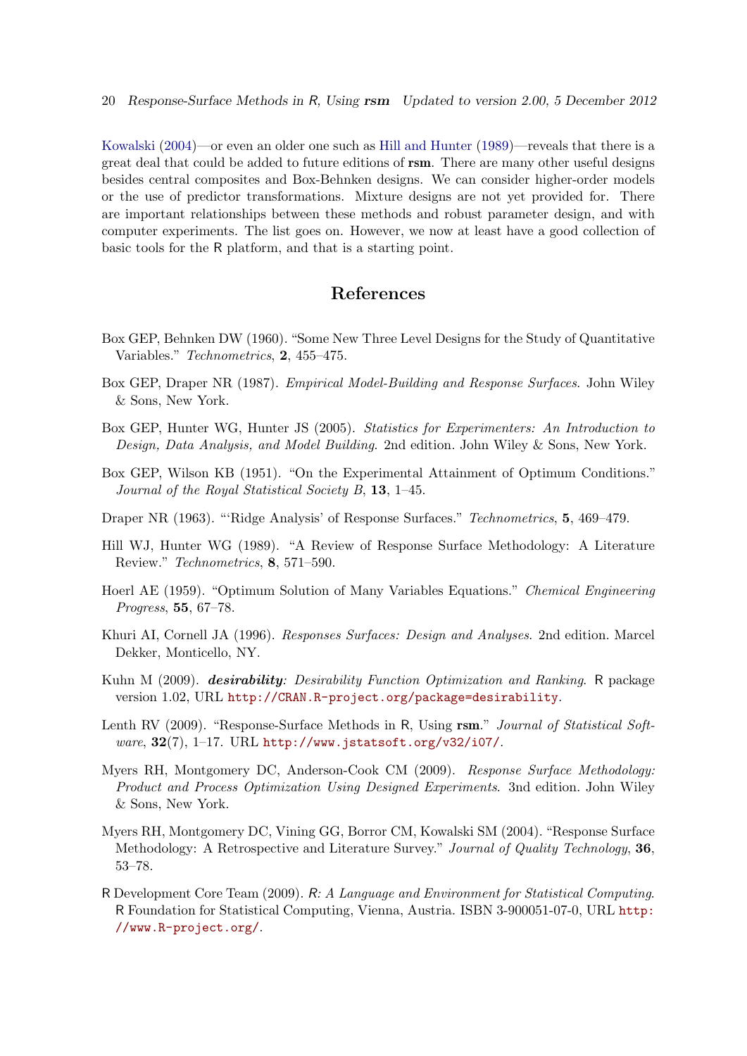Kowalski (2004)—or even an older one such as Hill and Hunter (1989)—reveals that there is a great deal that could be added to future editions of **rsm**. There are many other useful designs besides central composites and Box-Behnken designs. We can consider higher-order models or the use of predictor transformations. Mixture designs are not yet provided for. There are important relationships between these methods and robust parameter design, and with computer experiments. The list goes on. However, we now at least have a good collection of basic tools for the R platform, and that is a starting point.

## References

Box GEP, Behnken DW (1960). "Some New Three Level Designs for the Study of Quantitative Variables." *Technometrics*, **2**, 455–475.

Box GEP, Draper NR (1987). *Empirical Model-Building and Response Surfaces*. John Wiley & Sons, New York.

Box GEP, Hunter WG, Hunter JS (2005). *Statistics for Experimenters: An Introduction to Design, Data Analysis, and Model Building*. 2nd edition. John Wiley & Sons, New York.

Box GEP, Wilson KB (1951). "On the Experimental Attainment of Optimum Conditions." *Journal of the Royal Statistical Society B*, **13**, 1–45.

Draper NR (1963). "'Ridge Analysis' of Response Surfaces." *Technometrics*, **5**, 469–479.

Hill WJ, Hunter WG (1989). "A Review of Response Surface Methodology: A Literature Review." *Technometrics*, **8**, 571–590.

Hoerl AE (1959). "Optimum Solution of Many Variables Equations." *Chemical Engineering Progress*, **55**, 67–78.

Khuri AI, Cornell JA (1996). *Responses Surfaces: Design and Analyses*. 2nd edition. Marcel Dekker, Monticello, NY.

Kuhn M (2009). ***desirability****: Desirability Function Optimization and Ranking*. R package version 1.02, URL `http://CRAN.R-project.org/package=desirability`.

Lenth RV (2009). "Response-Surface Methods in R, Using **rsm**." *Journal of Statistical Software*, **32**(7), 1–17. URL `http://www.jstatsoft.org/v32/i07/`.

Myers RH, Montgomery DC, Anderson-Cook CM (2009). *Response Surface Methodology: Product and Process Optimization Using Designed Experiments*. 3nd edition. John Wiley & Sons, New York.

Myers RH, Montgomery DC, Vining GG, Borror CM, Kowalski SM (2004). "Response Surface Methodology: A Retrospective and Literature Survey." *Journal of Quality Technology*, **36**, 53–78.

R Development Core Team (2009). *R: A Language and Environment for Statistical Computing*. R Foundation for Statistical Computing, Vienna, Austria. ISBN 3-900051-07-0, URL `http://www.R-project.org/`.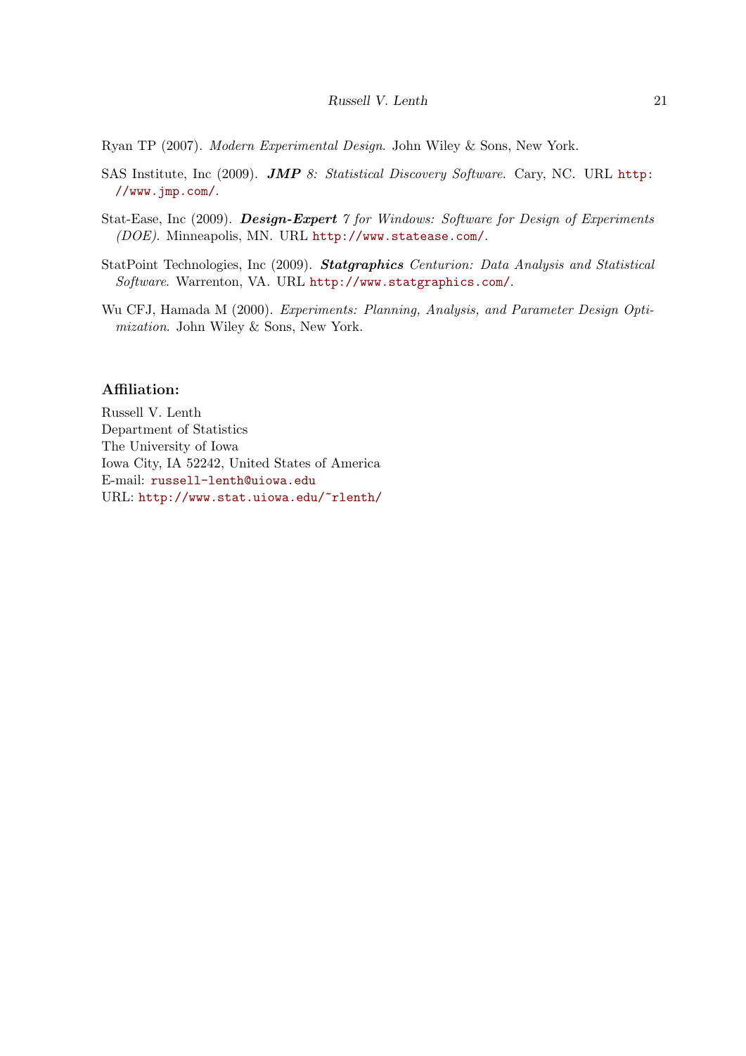Ryan TP (2007). *Modern Experimental Design*. John Wiley & Sons, New York.

SAS Institute, Inc (2009). ***JMP*** *8: Statistical Discovery Software*. Cary, NC. URL http://www.jmp.com/.

Stat-Ease, Inc (2009). ***Design-Expert*** *7 for Windows: Software for Design of Experiments (DOE)*. Minneapolis, MN. URL http://www.statease.com/.

StatPoint Technologies, Inc (2009). ***Statgraphics*** *Centurion: Data Analysis and Statistical Software*. Warrenton, VA. URL http://www.statgraphics.com/.

Wu CFJ, Hamada M (2000). *Experiments: Planning, Analysis, and Parameter Design Optimization*. John Wiley & Sons, New York.

### Affiliation:

Russell V. Lenth
Department of Statistics
The University of Iowa
Iowa City, IA 52242, United States of America
E-mail: russell-lenth@uiowa.edu
URL: http://www.stat.uiowa.edu/~rlenth/